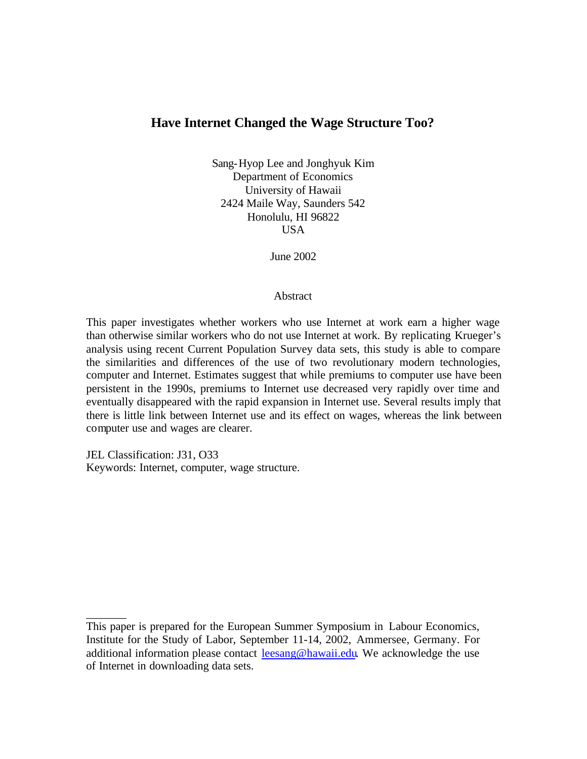## Have Internet Changed the Wage Structure Too?

Sang-Hyop Lee and Jonghyuk Kim
Department of Economics
University of Hawaii
2424 Maile Way, Saunders 542
Honolulu, HI 96822
USA

June 2002

### Abstract

This paper investigates whether workers who use Internet at work earn a higher wage than otherwise similar workers who do not use Internet at work. By replicating Krueger's analysis using recent Current Population Survey data sets, this study is able to compare the similarities and differences of the use of two revolutionary modern technologies, computer and Internet. Estimates suggest that while premiums to computer use have been persistent in the 1990s, premiums to Internet use decreased very rapidly over time and eventually disappeared with the rapid expansion in Internet use. Several results imply that there is little link between Internet use and its effect on wages, whereas the link between computer use and wages are clearer.

JEL Classification: J31, O33
Keywords: Internet, computer, wage structure.

---

This paper is prepared for the European Summer Symposium in Labour Economics, Institute for the Study of Labor, September 11-14, 2002, Ammersee, Germany. For additional information please contact leesang@hawaii.edu. We acknowledge the use of Internet in downloading data sets.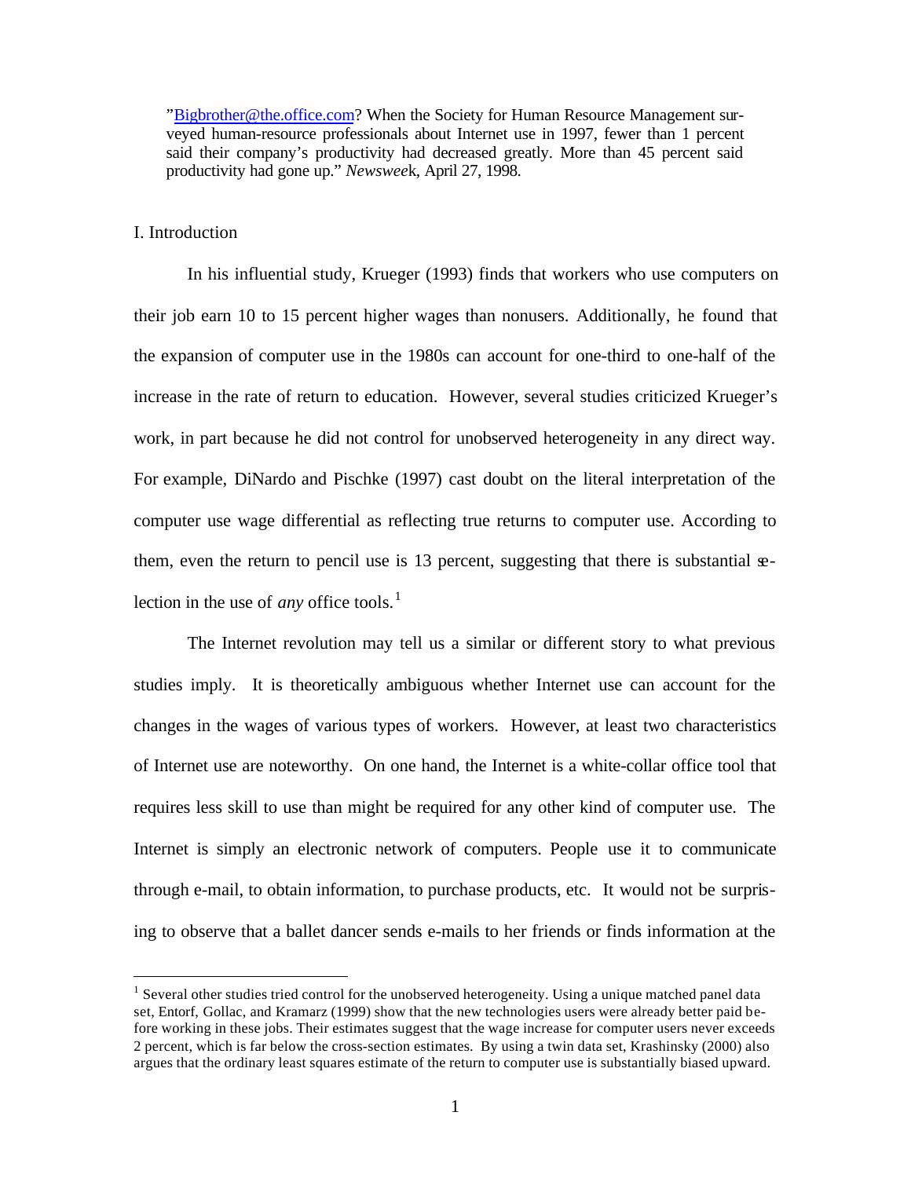"Bigbrother@the.office.com? When the Society for Human Resource Management surveyed human-resource professionals about Internet use in 1997, fewer than 1 percent said their company's productivity had decreased greatly. More than 45 percent said productivity had gone up." *Newsweek*, April 27, 1998.

## I. Introduction

In his influential study, Krueger (1993) finds that workers who use computers on their job earn 10 to 15 percent higher wages than nonusers. Additionally, he found that the expansion of computer use in the 1980s can account for one-third to one-half of the increase in the rate of return to education. However, several studies criticized Krueger's work, in part because he did not control for unobserved heterogeneity in any direct way. For example, DiNardo and Pischke (1997) cast doubt on the literal interpretation of the computer use wage differential as reflecting true returns to computer use. According to them, even the return to pencil use is 13 percent, suggesting that there is substantial selection in the use of *any* office tools.[1]

The Internet revolution may tell us a similar or different story to what previous studies imply. It is theoretically ambiguous whether Internet use can account for the changes in the wages of various types of workers. However, at least two characteristics of Internet use are noteworthy. On one hand, the Internet is a white-collar office tool that requires less skill to use than might be required for any other kind of computer use. The Internet is simply an electronic network of computers. People use it to communicate through e-mail, to obtain information, to purchase products, etc. It would not be surprising to observe that a ballet dancer sends e-mails to her friends or finds information at the

[1] Several other studies tried control for the unobserved heterogeneity. Using a unique matched panel data set, Entorf, Gollac, and Kramarz (1999) show that the new technologies users were already better paid before working in these jobs. Their estimates suggest that the wage increase for computer users never exceeds 2 percent, which is far below the cross-section estimates. By using a twin data set, Krashinsky (2000) also argues that the ordinary least squares estimate of the return to computer use is substantially biased upward.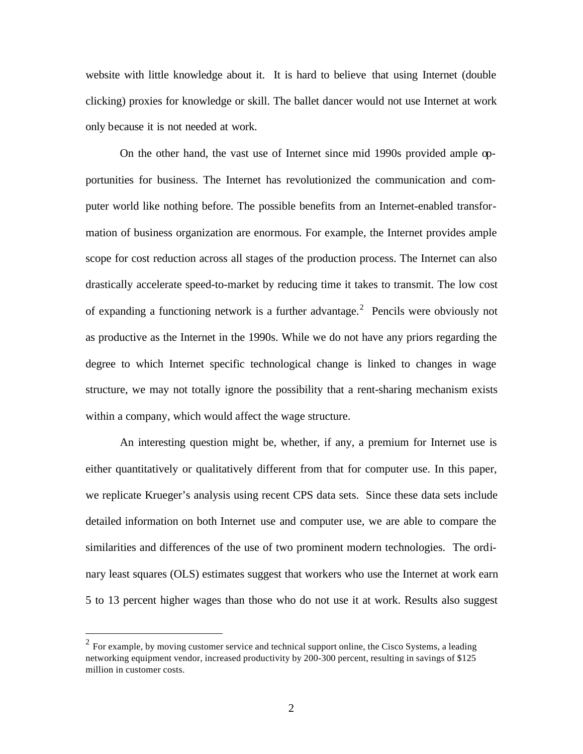website with little knowledge about it. It is hard to believe that using Internet (double clicking) proxies for knowledge or skill. The ballet dancer would not use Internet at work only because it is not needed at work.

On the other hand, the vast use of Internet since mid 1990s provided ample opportunities for business. The Internet has revolutionized the communication and computer world like nothing before. The possible benefits from an Internet-enabled transformation of business organization are enormous. For example, the Internet provides ample scope for cost reduction across all stages of the production process. The Internet can also drastically accelerate speed-to-market by reducing time it takes to transmit. The low cost of expanding a functioning network is a further advantage.[2] Pencils were obviously not as productive as the Internet in the 1990s. While we do not have any priors regarding the degree to which Internet specific technological change is linked to changes in wage structure, we may not totally ignore the possibility that a rent-sharing mechanism exists within a company, which would affect the wage structure.

An interesting question might be, whether, if any, a premium for Internet use is either quantitatively or qualitatively different from that for computer use. In this paper, we replicate Krueger's analysis using recent CPS data sets. Since these data sets include detailed information on both Internet use and computer use, we are able to compare the similarities and differences of the use of two prominent modern technologies. The ordinary least squares (OLS) estimates suggest that workers who use the Internet at work earn 5 to 13 percent higher wages than those who do not use it at work. Results also suggest

---

[2] For example, by moving customer service and technical support online, the Cisco Systems, a leading networking equipment vendor, increased productivity by 200-300 percent, resulting in savings of $125 million in customer costs.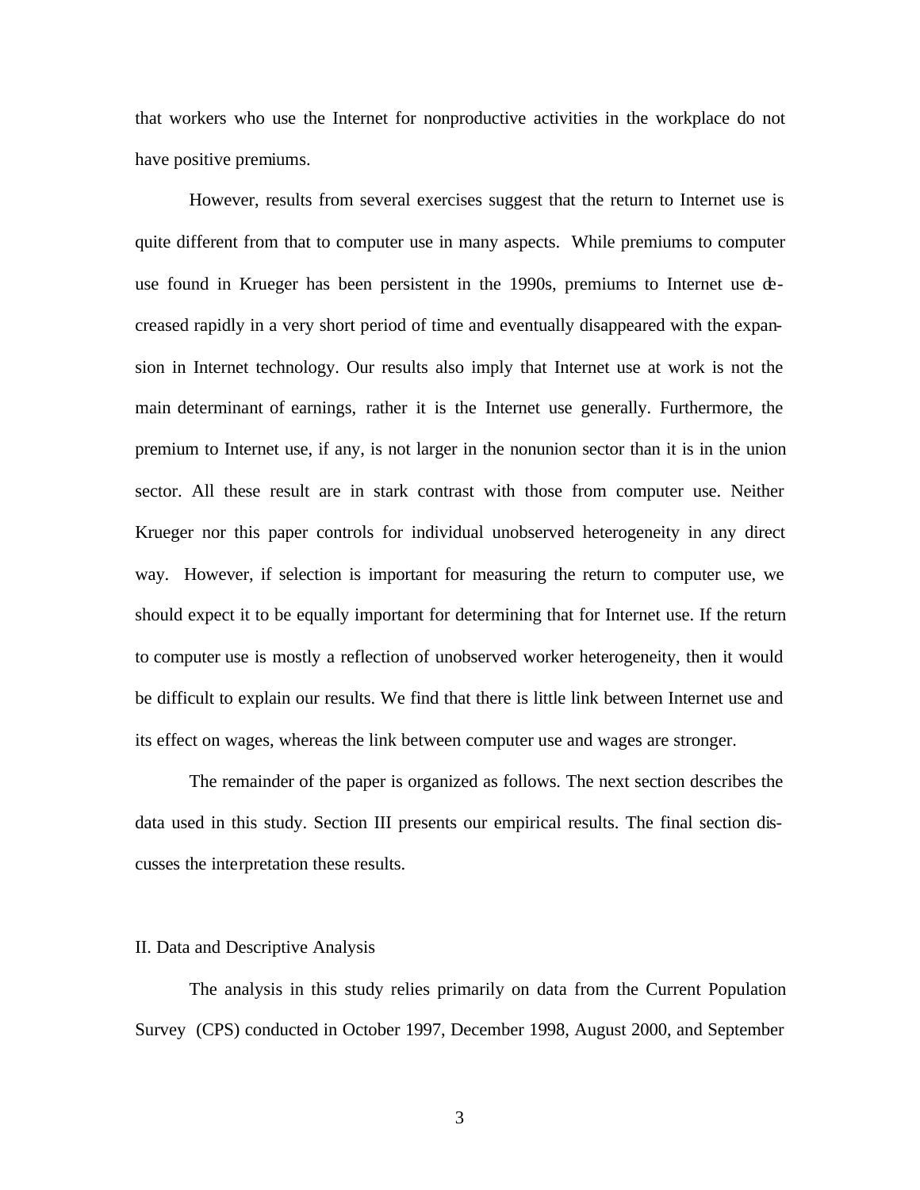that workers who use the Internet for nonproductive activities in the workplace do not have positive premiums.

However, results from several exercises suggest that the return to Internet use is quite different from that to computer use in many aspects. While premiums to computer use found in Krueger has been persistent in the 1990s, premiums to Internet use decreased rapidly in a very short period of time and eventually disappeared with the expansion in Internet technology. Our results also imply that Internet use at work is not the main determinant of earnings, rather it is the Internet use generally. Furthermore, the premium to Internet use, if any, is not larger in the nonunion sector than it is in the union sector. All these result are in stark contrast with those from computer use. Neither Krueger nor this paper controls for individual unobserved heterogeneity in any direct way. However, if selection is important for measuring the return to computer use, we should expect it to be equally important for determining that for Internet use. If the return to computer use is mostly a reflection of unobserved worker heterogeneity, then it would be difficult to explain our results. We find that there is little link between Internet use and its effect on wages, whereas the link between computer use and wages are stronger.

The remainder of the paper is organized as follows. The next section describes the data used in this study. Section III presents our empirical results. The final section discusses the interpretation these results.

## II. Data and Descriptive Analysis

The analysis in this study relies primarily on data from the Current Population Survey (CPS) conducted in October 1997, December 1998, August 2000, and September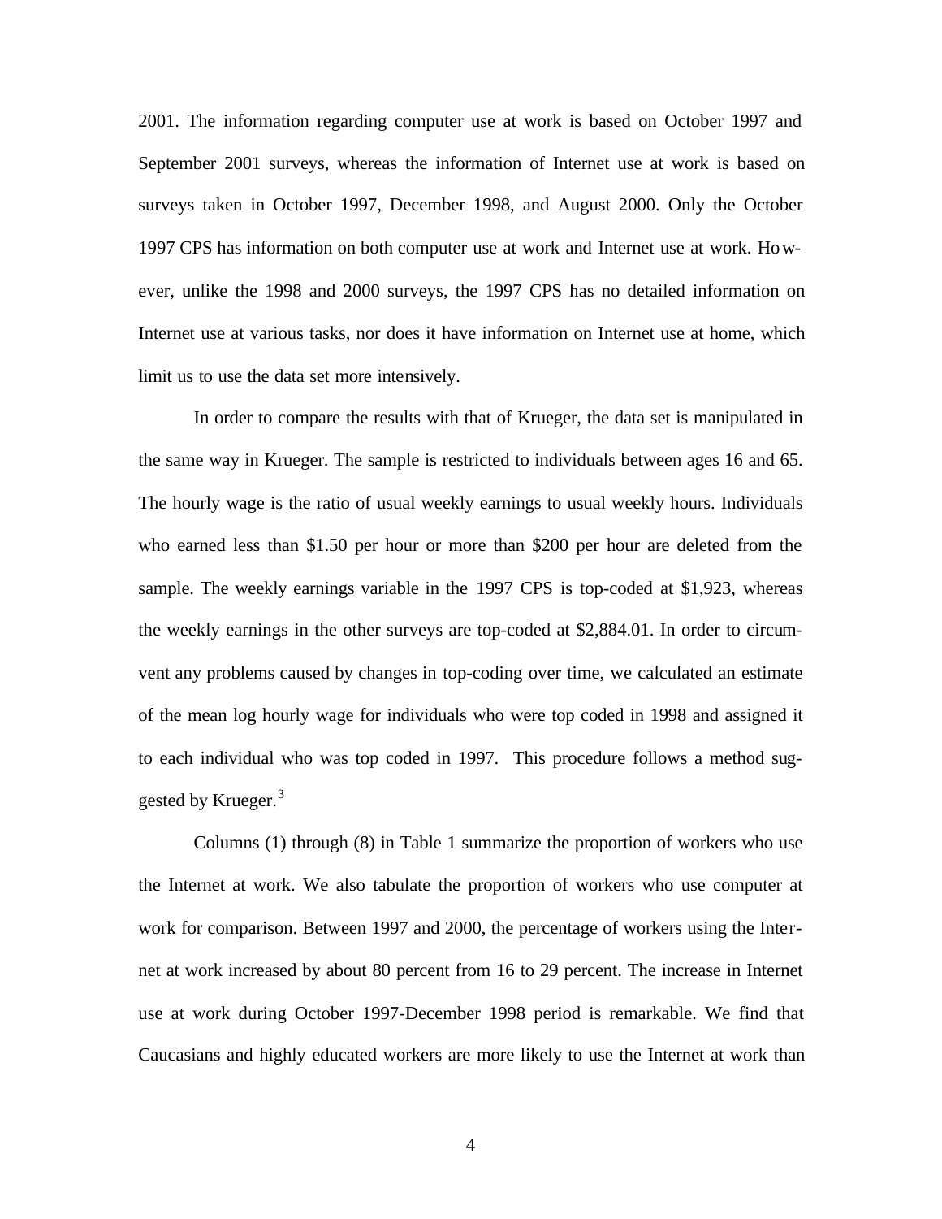2001. The information regarding computer use at work is based on October 1997 and September 2001 surveys, whereas the information of Internet use at work is based on surveys taken in October 1997, December 1998, and August 2000. Only the October 1997 CPS has information on both computer use at work and Internet use at work. However, unlike the 1998 and 2000 surveys, the 1997 CPS has no detailed information on Internet use at various tasks, nor does it have information on Internet use at home, which limit us to use the data set more intensively.

In order to compare the results with that of Krueger, the data set is manipulated in the same way in Krueger. The sample is restricted to individuals between ages 16 and 65. The hourly wage is the ratio of usual weekly earnings to usual weekly hours. Individuals who earned less than $1.50 per hour or more than $200 per hour are deleted from the sample. The weekly earnings variable in the 1997 CPS is top-coded at $1,923, whereas the weekly earnings in the other surveys are top-coded at $2,884.01. In order to circumvent any problems caused by changes in top-coding over time, we calculated an estimate of the mean log hourly wage for individuals who were top coded in 1998 and assigned it to each individual who was top coded in 1997. This procedure follows a method suggested by Krueger.[3]

Columns (1) through (8) in Table 1 summarize the proportion of workers who use the Internet at work. We also tabulate the proportion of workers who use computer at work for comparison. Between 1997 and 2000, the percentage of workers using the Internet at work increased by about 80 percent from 16 to 29 percent. The increase in Internet use at work during October 1997-December 1998 period is remarkable. We find that Caucasians and highly educated workers are more likely to use the Internet at work than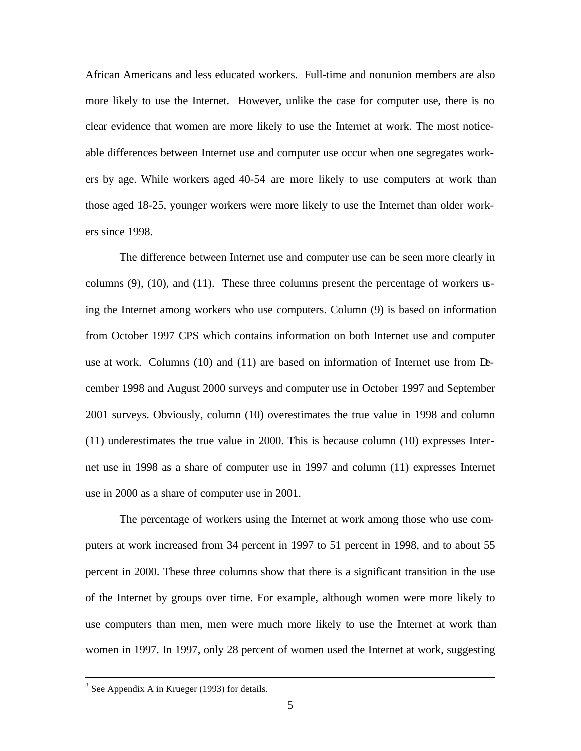African Americans and less educated workers. Full-time and nonunion members are also more likely to use the Internet. However, unlike the case for computer use, there is no clear evidence that women are more likely to use the Internet at work. The most noticeable differences between Internet use and computer use occur when one segregates workers by age. While workers aged 40-54 are more likely to use computers at work than those aged 18-25, younger workers were more likely to use the Internet than older workers since 1998.

The difference between Internet use and computer use can be seen more clearly in columns (9), (10), and (11). These three columns present the percentage of workers using the Internet among workers who use computers. Column (9) is based on information from October 1997 CPS which contains information on both Internet use and computer use at work. Columns (10) and (11) are based on information of Internet use from December 1998 and August 2000 surveys and computer use in October 1997 and September 2001 surveys. Obviously, column (10) overestimates the true value in 1998 and column (11) underestimates the true value in 2000. This is because column (10) expresses Internet use in 1998 as a share of computer use in 1997 and column (11) expresses Internet use in 2000 as a share of computer use in 2001.

The percentage of workers using the Internet at work among those who use computers at work increased from 34 percent in 1997 to 51 percent in 1998, and to about 55 percent in 2000. These three columns show that there is a significant transition in the use of the Internet by groups over time. For example, although women were more likely to use computers than men, men were much more likely to use the Internet at work than women in 1997. In 1997, only 28 percent of women used the Internet at work, suggesting

---

[3] See Appendix A in Krueger (1993) for details.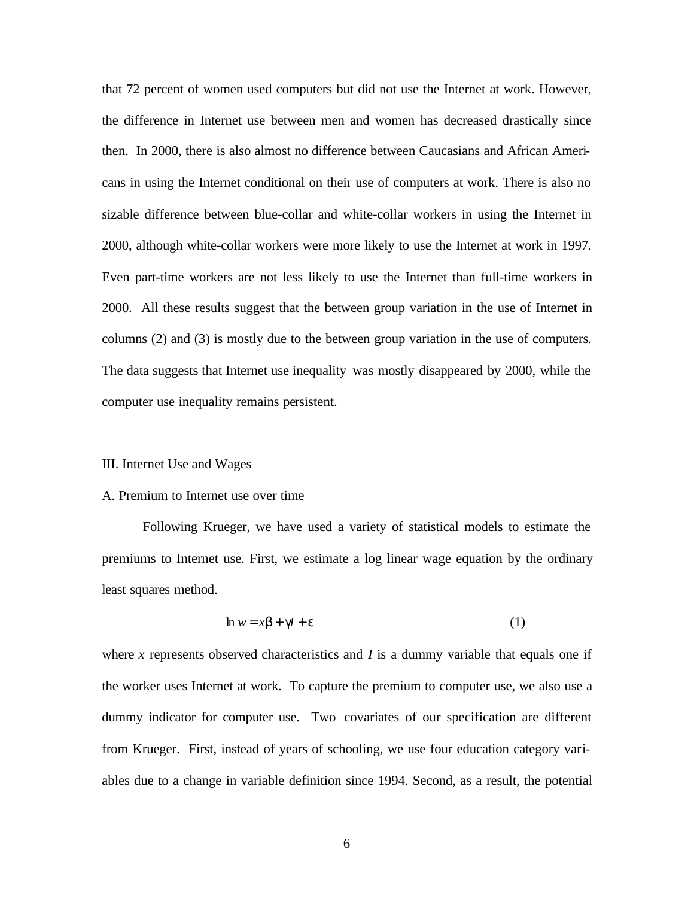that 72 percent of women used computers but did not use the Internet at work. However, the difference in Internet use between men and women has decreased drastically since then. In 2000, there is also almost no difference between Caucasians and African Americans in using the Internet conditional on their use of computers at work. There is also no sizable difference between blue-collar and white-collar workers in using the Internet in 2000, although white-collar workers were more likely to use the Internet at work in 1997. Even part-time workers are not less likely to use the Internet than full-time workers in 2000. All these results suggest that the between group variation in the use of Internet in columns (2) and (3) is mostly due to the between group variation in the use of computers. The data suggests that Internet use inequality was mostly disappeared by 2000, while the computer use inequality remains persistent.

## III. Internet Use and Wages

### A. Premium to Internet use over time

Following Krueger, we have used a variety of statistical models to estimate the premiums to Internet use. First, we estimate a log linear wage equation by the ordinary least squares method.

$$\ln w = x\beta + \gamma I + \varepsilon \qquad (1)$$

where $x$ represents observed characteristics and $I$ is a dummy variable that equals one if the worker uses Internet at work. To capture the premium to computer use, we also use a dummy indicator for computer use. Two covariates of our specification are different from Krueger. First, instead of years of schooling, we use four education category variables due to a change in variable definition since 1994. Second, as a result, the potential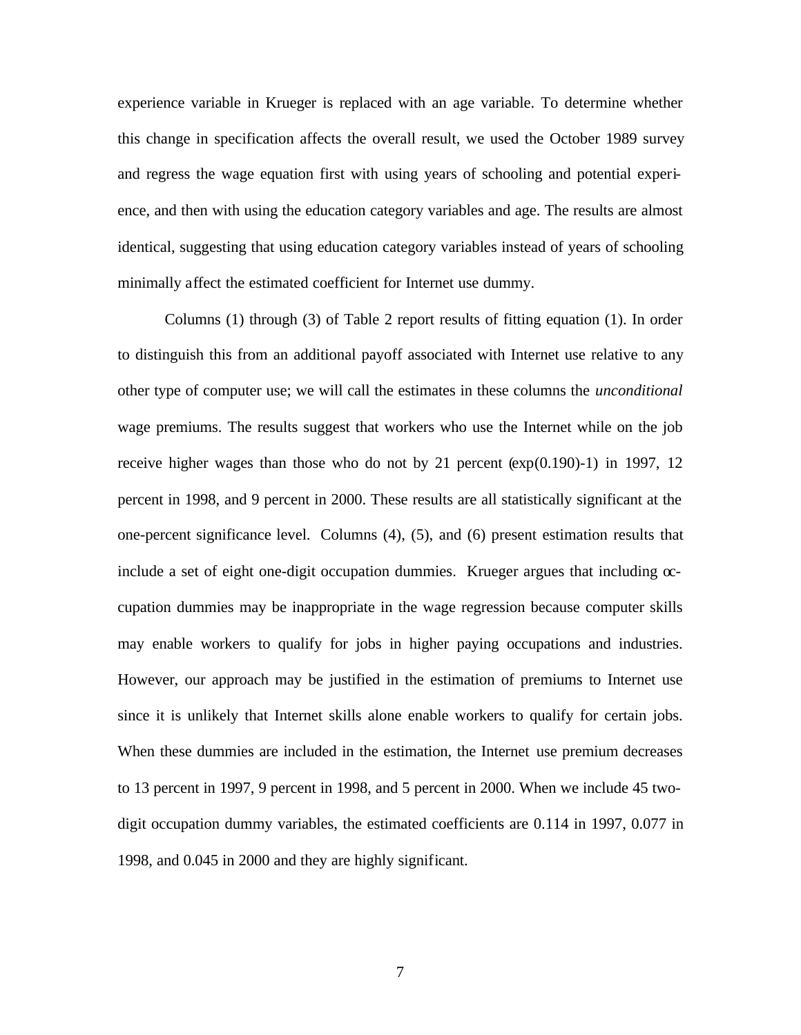experience variable in Krueger is replaced with an age variable. To determine whether this change in specification affects the overall result, we used the October 1989 survey and regress the wage equation first with using years of schooling and potential experience, and then with using the education category variables and age. The results are almost identical, suggesting that using education category variables instead of years of schooling minimally affect the estimated coefficient for Internet use dummy.

Columns (1) through (3) of Table 2 report results of fitting equation (1). In order to distinguish this from an additional payoff associated with Internet use relative to any other type of computer use; we will call the estimates in these columns the *unconditional* wage premiums. The results suggest that workers who use the Internet while on the job receive higher wages than those who do not by 21 percent (exp(0.190)-1) in 1997, 12 percent in 1998, and 9 percent in 2000. These results are all statistically significant at the one-percent significance level. Columns (4), (5), and (6) present estimation results that include a set of eight one-digit occupation dummies. Krueger argues that including occupation dummies may be inappropriate in the wage regression because computer skills may enable workers to qualify for jobs in higher paying occupations and industries. However, our approach may be justified in the estimation of premiums to Internet use since it is unlikely that Internet skills alone enable workers to qualify for certain jobs. When these dummies are included in the estimation, the Internet use premium decreases to 13 percent in 1997, 9 percent in 1998, and 5 percent in 2000. When we include 45 two-digit occupation dummy variables, the estimated coefficients are 0.114 in 1997, 0.077 in 1998, and 0.045 in 2000 and they are highly significant.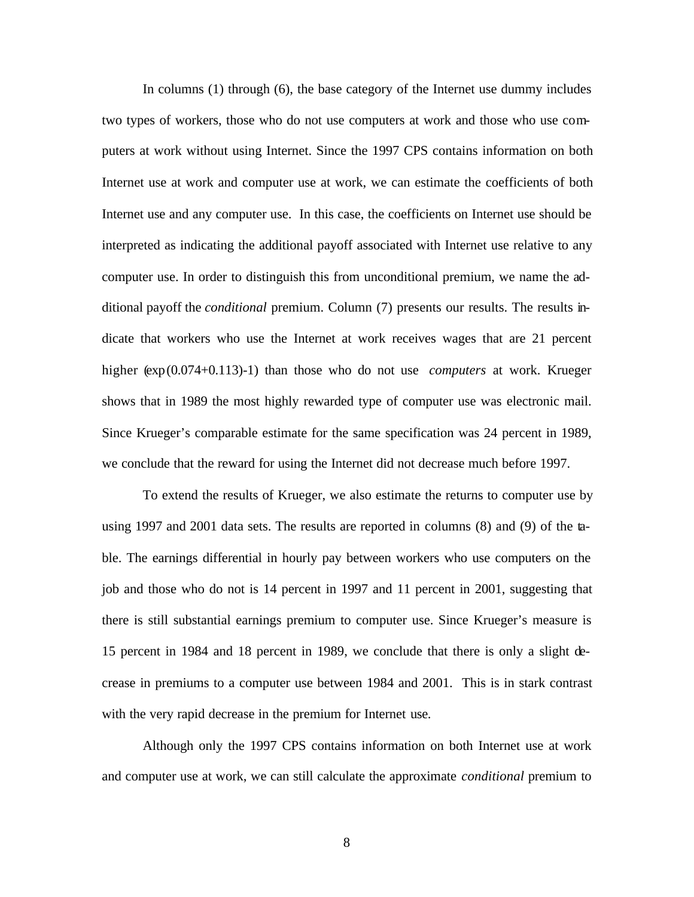In columns (1) through (6), the base category of the Internet use dummy includes two types of workers, those who do not use computers at work and those who use computers at work without using Internet. Since the 1997 CPS contains information on both Internet use at work and computer use at work, we can estimate the coefficients of both Internet use and any computer use. In this case, the coefficients on Internet use should be interpreted as indicating the additional payoff associated with Internet use relative to any computer use. In order to distinguish this from unconditional premium, we name the additional payoff the *conditional* premium. Column (7) presents our results. The results indicate that workers who use the Internet at work receives wages that are 21 percent higher ($\exp(0.074+0.113)-1$) than those who do not use *computers* at work. Krueger shows that in 1989 the most highly rewarded type of computer use was electronic mail. Since Krueger's comparable estimate for the same specification was 24 percent in 1989, we conclude that the reward for using the Internet did not decrease much before 1997.

To extend the results of Krueger, we also estimate the returns to computer use by using 1997 and 2001 data sets. The results are reported in columns (8) and (9) of the table. The earnings differential in hourly pay between workers who use computers on the job and those who do not is 14 percent in 1997 and 11 percent in 2001, suggesting that there is still substantial earnings premium to computer use. Since Krueger's measure is 15 percent in 1984 and 18 percent in 1989, we conclude that there is only a slight decrease in premiums to a computer use between 1984 and 2001. This is in stark contrast with the very rapid decrease in the premium for Internet use.

Although only the 1997 CPS contains information on both Internet use at work and computer use at work, we can still calculate the approximate *conditional* premium to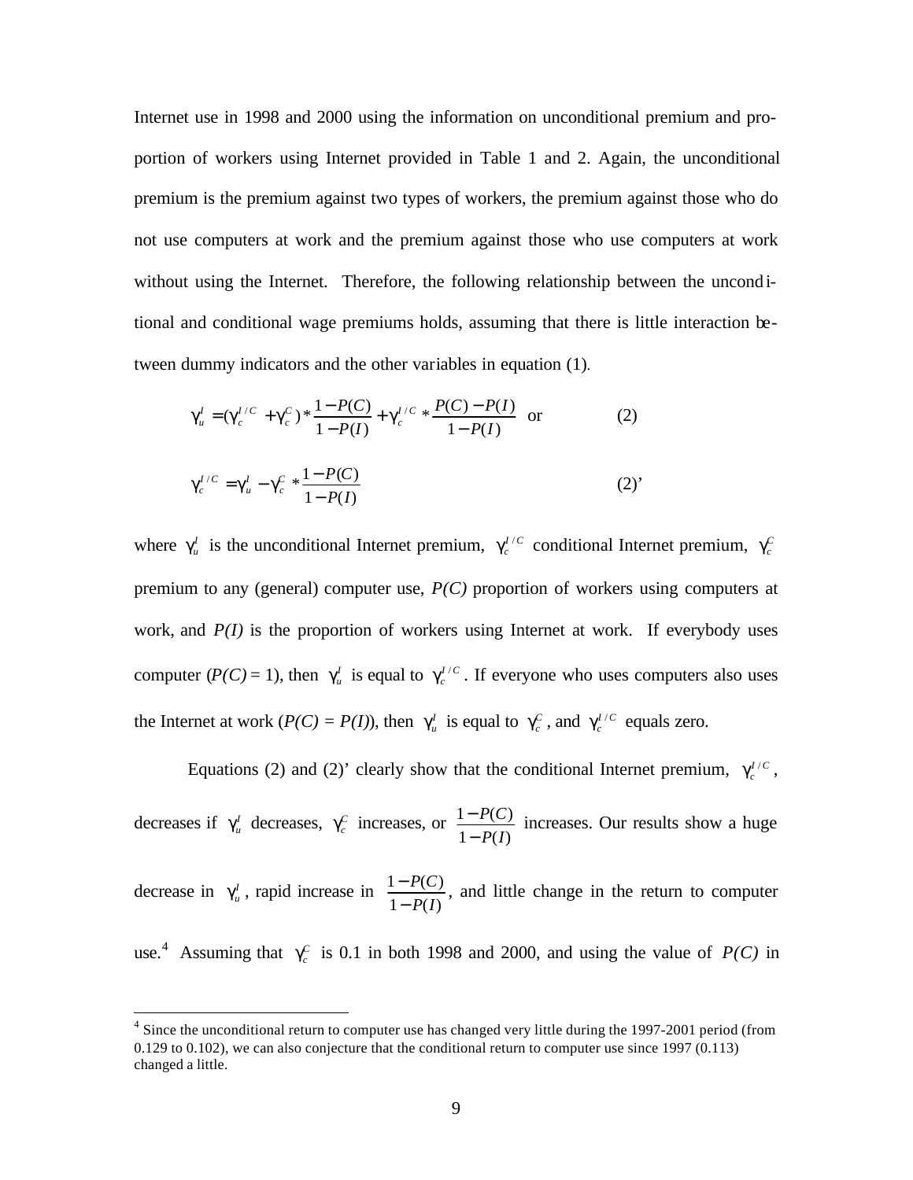Internet use in 1998 and 2000 using the information on unconditional premium and proportion of workers using Internet provided in Table 1 and 2. Again, the unconditional premium is the premium against two types of workers, the premium against those who do not use computers at work and the premium against those who use computers at work without using the Internet. Therefore, the following relationship between the unconditional and conditional wage premiums holds, assuming that there is little interaction between dummy indicators and the other variables in equation (1).

$$\gamma_u^I = (\gamma_c^{I/C} + \gamma_c^C) * \frac{1 - P(C)}{1 - P(I)} + \gamma_c^{I/C} * \frac{P(C) - P(I)}{1 - P(I)} \quad \text{or} \tag{2}$$

$$\gamma_c^{I/C} = \gamma_u^I - \gamma_c^C * \frac{1 - P(C)}{1 - P(I)} \tag{2'}$$

where $\gamma_u^I$ is the unconditional Internet premium, $\gamma_c^{I/C}$ conditional Internet premium, $\gamma_c^C$ premium to any (general) computer use, *P(C)* proportion of workers using computers at work, and *P(I)* is the proportion of workers using Internet at work. If everybody uses computer (*P(C)* = 1), then $\gamma_u^I$ is equal to $\gamma_c^{I/C}$. If everyone who uses computers also uses the Internet at work (*P(C) = P(I)*), then $\gamma_u^I$ is equal to $\gamma_c^C$, and $\gamma_c^{I/C}$ equals zero.

Equations (2) and (2)' clearly show that the conditional Internet premium, $\gamma_c^{I/C}$, decreases if $\gamma_u^I$ decreases, $\gamma_c^C$ increases, or $\frac{1 - P(C)}{1 - P(I)}$ increases. Our results show a huge decrease in $\gamma_u^I$, rapid increase in $\frac{1 - P(C)}{1 - P(I)}$, and little change in the return to computer use.[4] Assuming that $\gamma_c^C$ is 0.1 in both 1998 and 2000, and using the value of *P(C)* in

[4] Since the unconditional return to computer use has changed very little during the 1997-2001 period (from 0.129 to 0.102), we can also conjecture that the conditional return to computer use since 1997 (0.113) changed a little.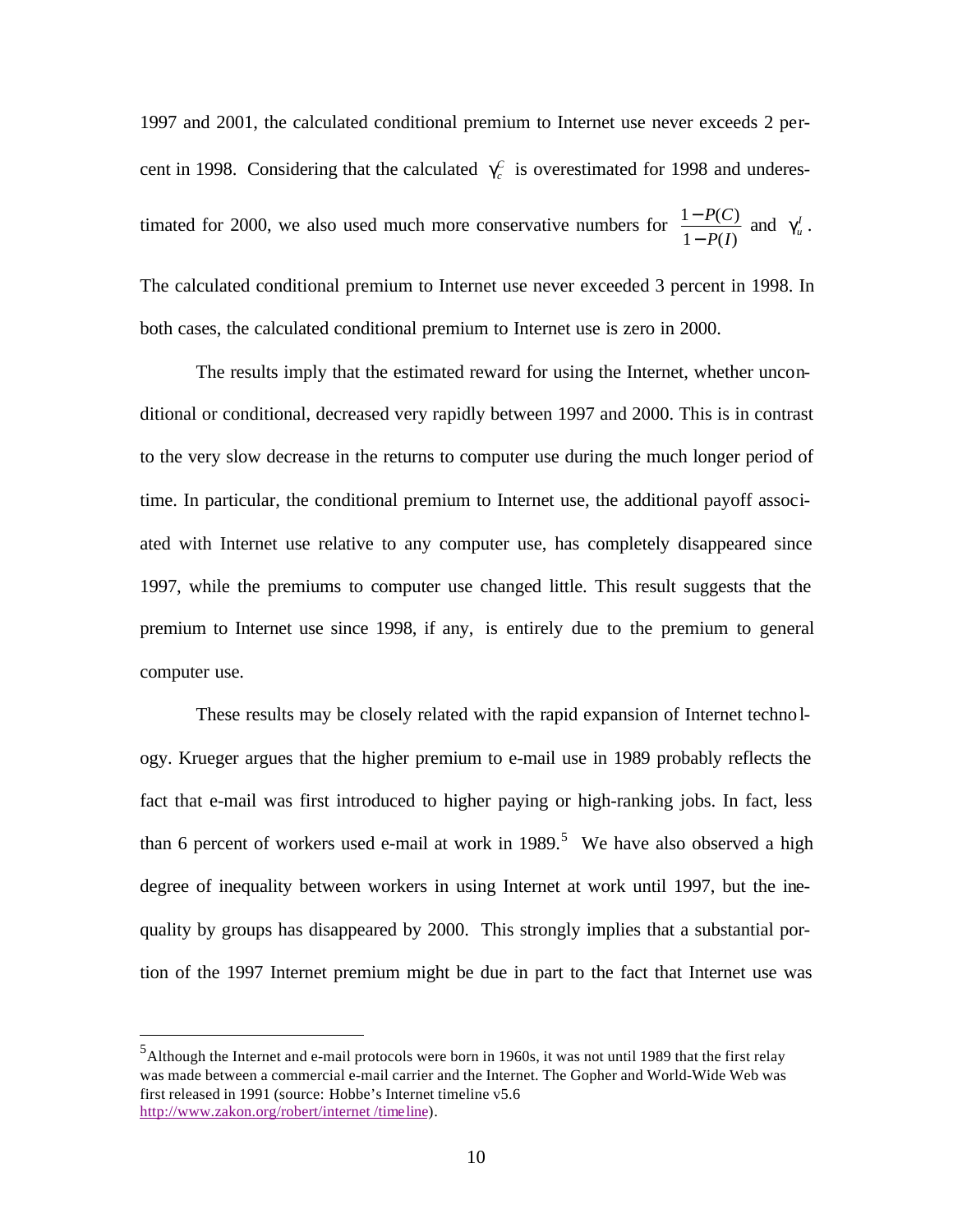1997 and 2001, the calculated conditional premium to Internet use never exceeds 2 percent in 1998. Considering that the calculated $\gamma_c^C$ is overestimated for 1998 and underestimated for 2000, we also used much more conservative numbers for $\frac{1-P(C)}{1-P(I)}$ and $\gamma_u^I$. The calculated conditional premium to Internet use never exceeded 3 percent in 1998. In both cases, the calculated conditional premium to Internet use is zero in 2000.

The results imply that the estimated reward for using the Internet, whether unconditional or conditional, decreased very rapidly between 1997 and 2000. This is in contrast to the very slow decrease in the returns to computer use during the much longer period of time. In particular, the conditional premium to Internet use, the additional payoff associated with Internet use relative to any computer use, has completely disappeared since 1997, while the premiums to computer use changed little. This result suggests that the premium to Internet use since 1998, if any, is entirely due to the premium to general computer use.

These results may be closely related with the rapid expansion of Internet technology. Krueger argues that the higher premium to e-mail use in 1989 probably reflects the fact that e-mail was first introduced to higher paying or high-ranking jobs. In fact, less than 6 percent of workers used e-mail at work in 1989.[5] We have also observed a high degree of inequality between workers in using Internet at work until 1997, but the inequality by groups has disappeared by 2000. This strongly implies that a substantial portion of the 1997 Internet premium might be due in part to the fact that Internet use was

---

[5] Although the Internet and e-mail protocols were born in 1960s, it was not until 1989 that the first relay was made between a commercial e-mail carrier and the Internet. The Gopher and World-Wide Web was first released in 1991 (source: Hobbe's Internet timeline v5.6 http://www.zakon.org/robert/internet/timeline).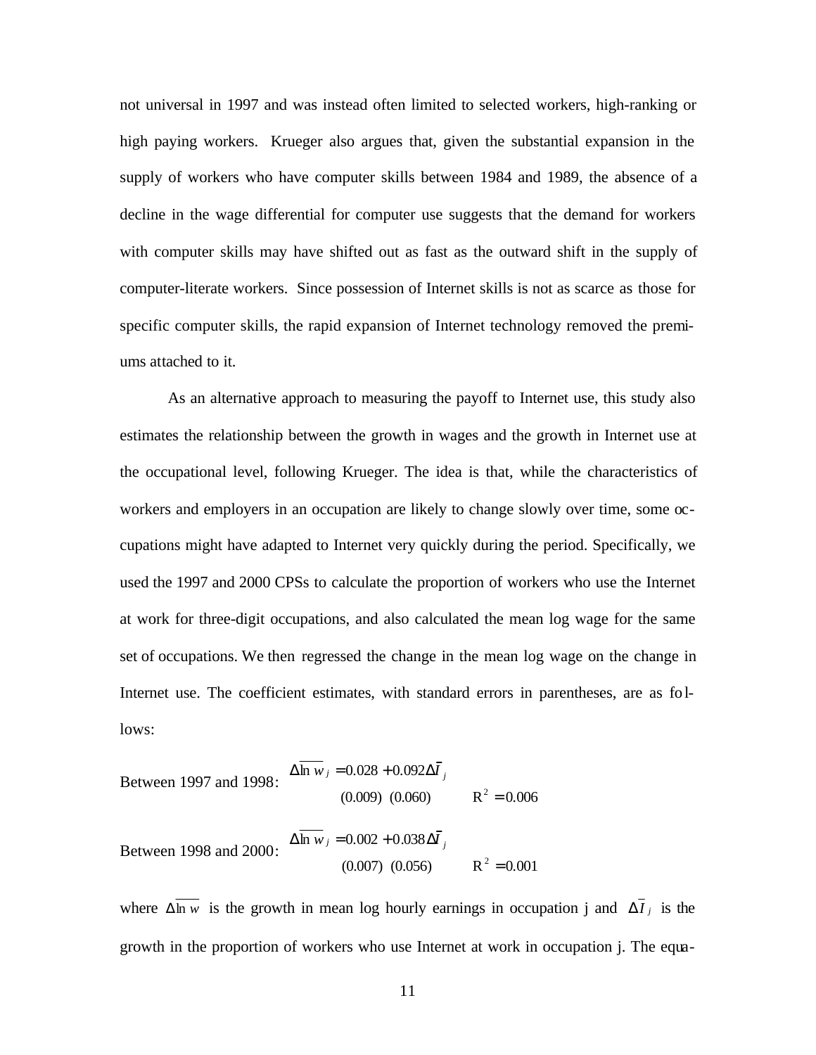not universal in 1997 and was instead often limited to selected workers, high-ranking or high paying workers. Krueger also argues that, given the substantial expansion in the supply of workers who have computer skills between 1984 and 1989, the absence of a decline in the wage differential for computer use suggests that the demand for workers with computer skills may have shifted out as fast as the outward shift in the supply of computer-literate workers. Since possession of Internet skills is not as scarce as those for specific computer skills, the rapid expansion of Internet technology removed the premiums attached to it.

As an alternative approach to measuring the payoff to Internet use, this study also estimates the relationship between the growth in wages and the growth in Internet use at the occupational level, following Krueger. The idea is that, while the characteristics of workers and employers in an occupation are likely to change slowly over time, some occupations might have adapted to Internet very quickly during the period. Specifically, we used the 1997 and 2000 CPSs to calculate the proportion of workers who use the Internet at work for three-digit occupations, and also calculated the mean log wage for the same set of occupations. We then regressed the change in the mean log wage on the change in Internet use. The coefficient estimates, with standard errors in parentheses, are as follows:

Between 1997 and 1998:
$$\Delta\overline{\ln w}_j = \underset{(0.009)}{0.028} + \underset{(0.060)}{0.092}\Delta\bar{I}_j \qquad R^2 = 0.006$$

Between 1998 and 2000:
$$\Delta\overline{\ln w}_j = \underset{(0.007)}{0.002} + \underset{(0.056)}{0.038}\Delta\bar{I}_j \qquad R^2 = 0.001$$

where $\Delta\overline{\ln w}$ is the growth in mean log hourly earnings in occupation j and $\Delta\bar{I}_j$ is the growth in the proportion of workers who use Internet at work in occupation j. The equa-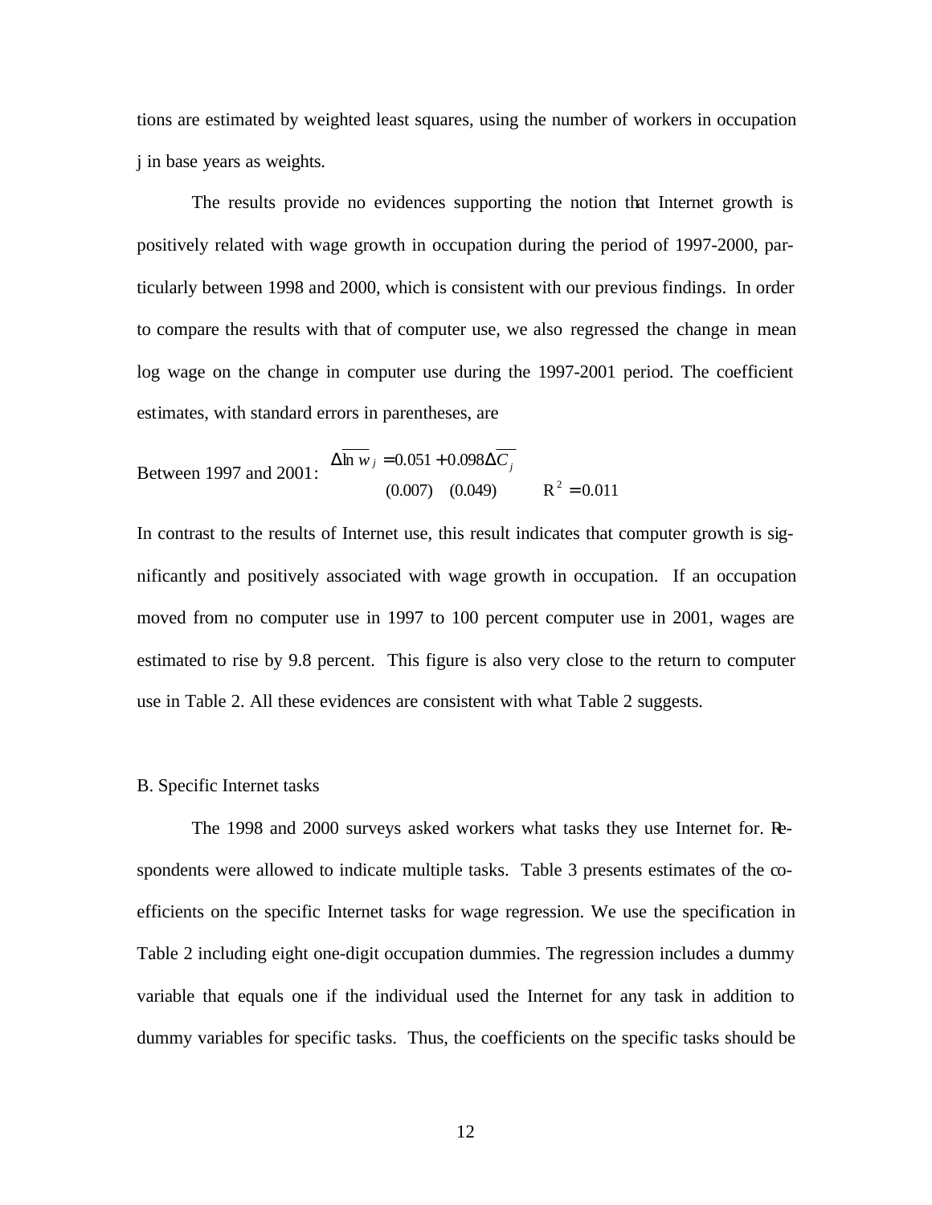tions are estimated by weighted least squares, using the number of workers in occupation j in base years as weights.

The results provide no evidences supporting the notion that Internet growth is positively related with wage growth in occupation during the period of 1997-2000, particularly between 1998 and 2000, which is consistent with our previous findings. In order to compare the results with that of computer use, we also regressed the change in mean log wage on the change in computer use during the 1997-2001 period. The coefficient estimates, with standard errors in parentheses, are

Between 1997 and 2001:
$$\Delta \overline{\ln w_j} = \underset{(0.007)}{0.051} + \underset{(0.049)}{0.098} \Delta \overline{C_j} \qquad R^2 = 0.011$$

In contrast to the results of Internet use, this result indicates that computer growth is significantly and positively associated with wage growth in occupation. If an occupation moved from no computer use in 1997 to 100 percent computer use in 2001, wages are estimated to rise by 9.8 percent. This figure is also very close to the return to computer use in Table 2. All these evidences are consistent with what Table 2 suggests.

B. Specific Internet tasks

The 1998 and 2000 surveys asked workers what tasks they use Internet for. Respondents were allowed to indicate multiple tasks. Table 3 presents estimates of the coefficients on the specific Internet tasks for wage regression. We use the specification in Table 2 including eight one-digit occupation dummies. The regression includes a dummy variable that equals one if the individual used the Internet for any task in addition to dummy variables for specific tasks. Thus, the coefficients on the specific tasks should be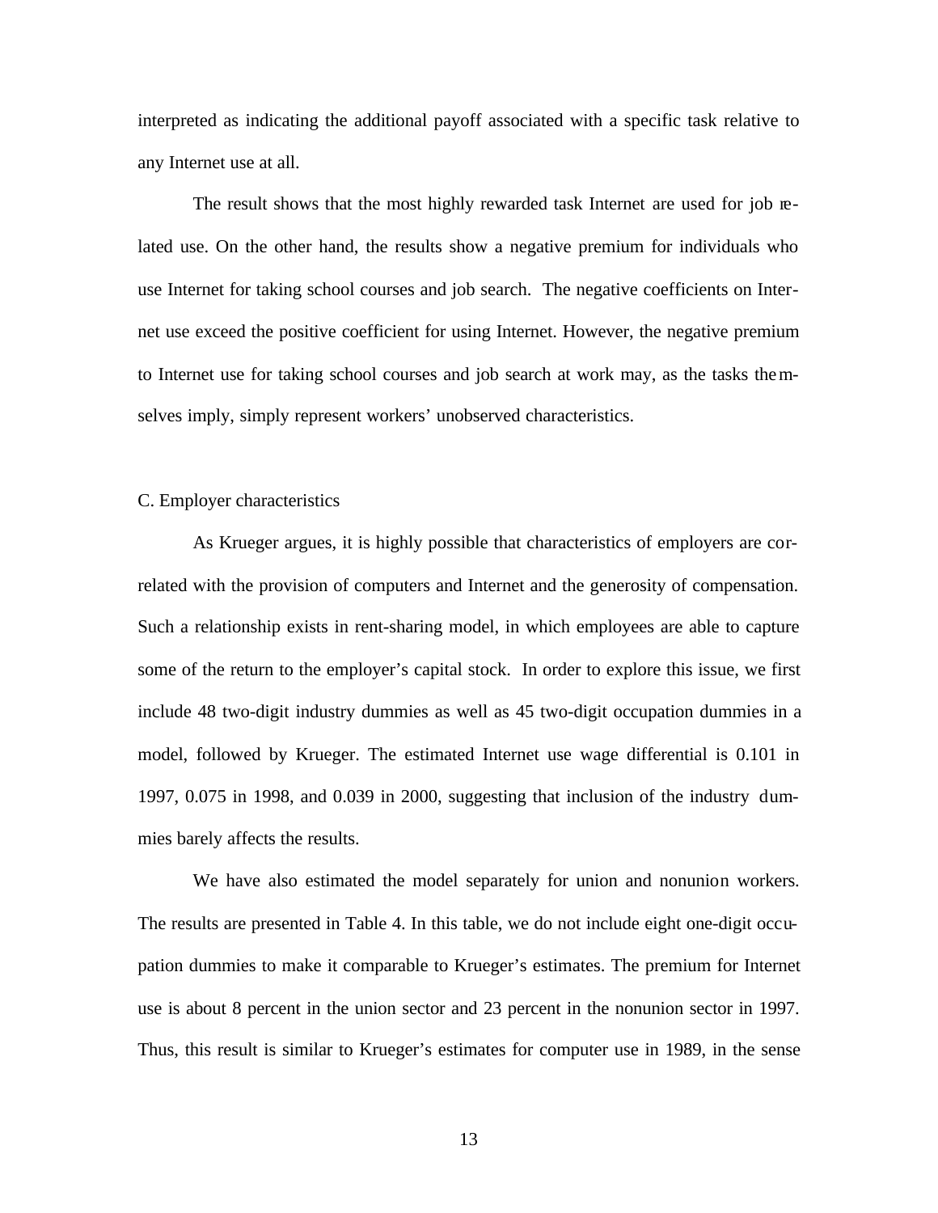interpreted as indicating the additional payoff associated with a specific task relative to any Internet use at all.

The result shows that the most highly rewarded task Internet are used for job related use. On the other hand, the results show a negative premium for individuals who use Internet for taking school courses and job search. The negative coefficients on Internet use exceed the positive coefficient for using Internet. However, the negative premium to Internet use for taking school courses and job search at work may, as the tasks themselves imply, simply represent workers' unobserved characteristics.

C. Employer characteristics

As Krueger argues, it is highly possible that characteristics of employers are correlated with the provision of computers and Internet and the generosity of compensation. Such a relationship exists in rent-sharing model, in which employees are able to capture some of the return to the employer's capital stock. In order to explore this issue, we first include 48 two-digit industry dummies as well as 45 two-digit occupation dummies in a model, followed by Krueger. The estimated Internet use wage differential is 0.101 in 1997, 0.075 in 1998, and 0.039 in 2000, suggesting that inclusion of the industry dummies barely affects the results.

We have also estimated the model separately for union and nonunion workers. The results are presented in Table 4. In this table, we do not include eight one-digit occupation dummies to make it comparable to Krueger's estimates. The premium for Internet use is about 8 percent in the union sector and 23 percent in the nonunion sector in 1997. Thus, this result is similar to Krueger's estimates for computer use in 1989, in the sense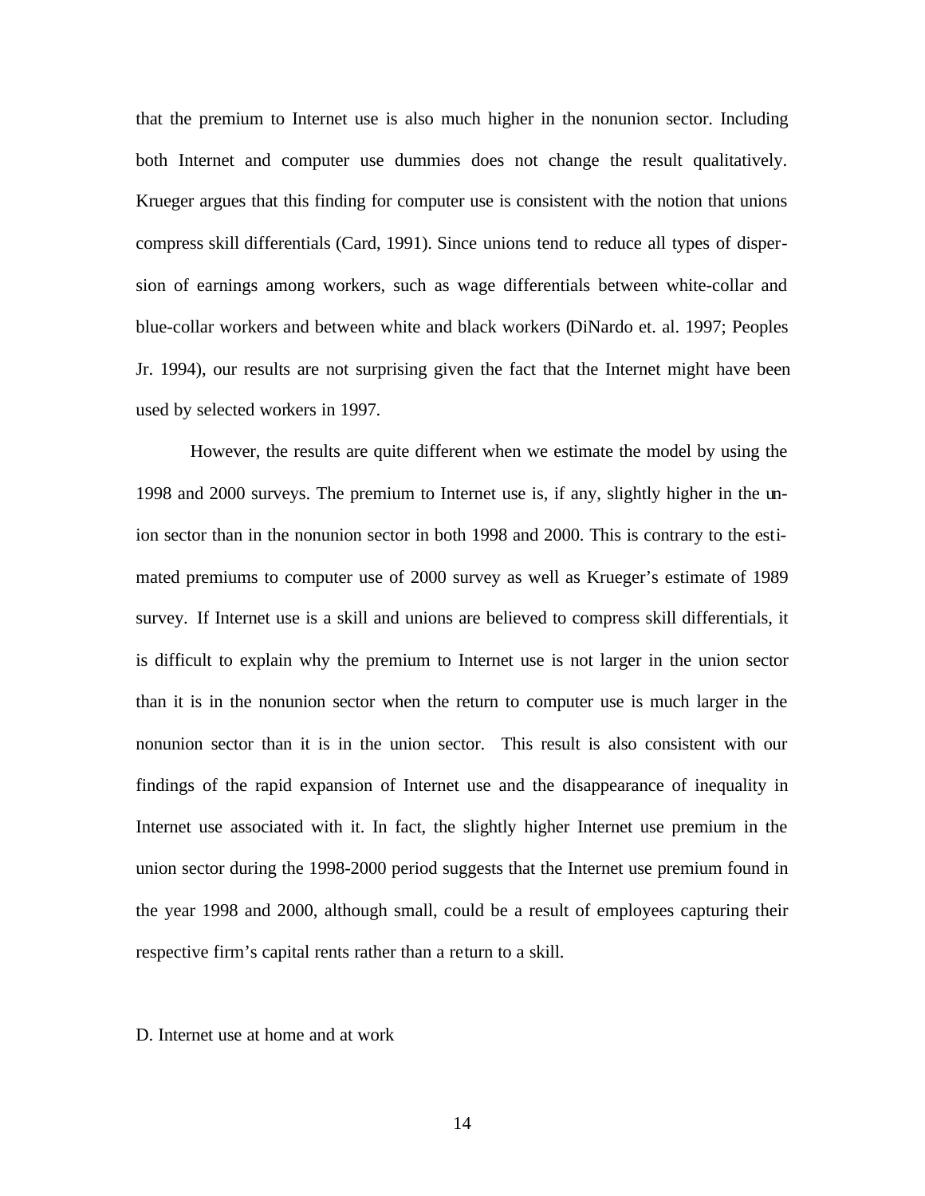that the premium to Internet use is also much higher in the nonunion sector. Including both Internet and computer use dummies does not change the result qualitatively. Krueger argues that this finding for computer use is consistent with the notion that unions compress skill differentials (Card, 1991). Since unions tend to reduce all types of dispersion of earnings among workers, such as wage differentials between white-collar and blue-collar workers and between white and black workers (DiNardo et. al. 1997; Peoples Jr. 1994), our results are not surprising given the fact that the Internet might have been used by selected workers in 1997.

However, the results are quite different when we estimate the model by using the 1998 and 2000 surveys. The premium to Internet use is, if any, slightly higher in the union sector than in the nonunion sector in both 1998 and 2000. This is contrary to the estimated premiums to computer use of 2000 survey as well as Krueger's estimate of 1989 survey. If Internet use is a skill and unions are believed to compress skill differentials, it is difficult to explain why the premium to Internet use is not larger in the union sector than it is in the nonunion sector when the return to computer use is much larger in the nonunion sector than it is in the union sector. This result is also consistent with our findings of the rapid expansion of Internet use and the disappearance of inequality in Internet use associated with it. In fact, the slightly higher Internet use premium in the union sector during the 1998-2000 period suggests that the Internet use premium found in the year 1998 and 2000, although small, could be a result of employees capturing their respective firm's capital rents rather than a return to a skill.

D. Internet use at home and at work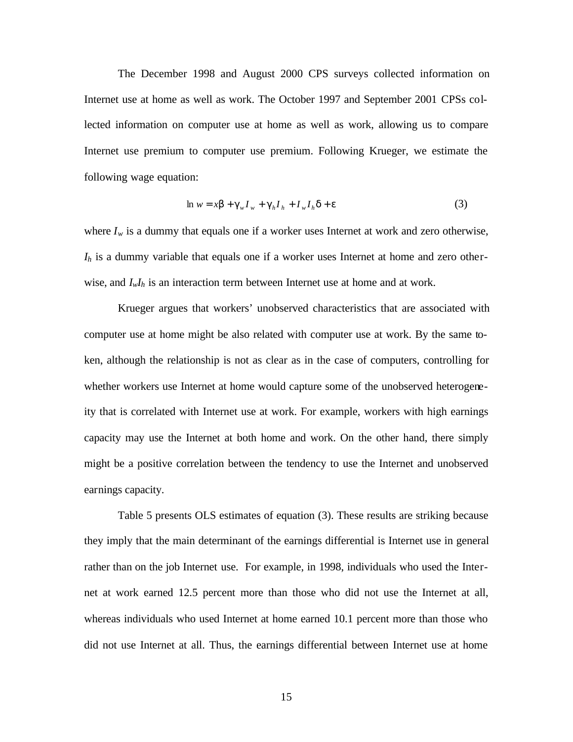The December 1998 and August 2000 CPS surveys collected information on Internet use at home as well as work. The October 1997 and September 2001 CPSs collected information on computer use at home as well as work, allowing us to compare Internet use premium to computer use premium. Following Krueger, we estimate the following wage equation:

$$\ln w = x\beta + \gamma_w I_w + \gamma_h I_h + I_w I_h \delta + \varepsilon \quad (3)$$

where $I_w$ is a dummy that equals one if a worker uses Internet at work and zero otherwise, $I_h$ is a dummy variable that equals one if a worker uses Internet at home and zero otherwise, and $I_w I_h$ is an interaction term between Internet use at home and at work.

Krueger argues that workers' unobserved characteristics that are associated with computer use at home might be also related with computer use at work. By the same token, although the relationship is not as clear as in the case of computers, controlling for whether workers use Internet at home would capture some of the unobserved heterogeneity that is correlated with Internet use at work. For example, workers with high earnings capacity may use the Internet at both home and work. On the other hand, there simply might be a positive correlation between the tendency to use the Internet and unobserved earnings capacity.

Table 5 presents OLS estimates of equation (3). These results are striking because they imply that the main determinant of the earnings differential is Internet use in general rather than on the job Internet use. For example, in 1998, individuals who used the Internet at work earned 12.5 percent more than those who did not use the Internet at all, whereas individuals who used Internet at home earned 10.1 percent more than those who did not use Internet at all. Thus, the earnings differential between Internet use at home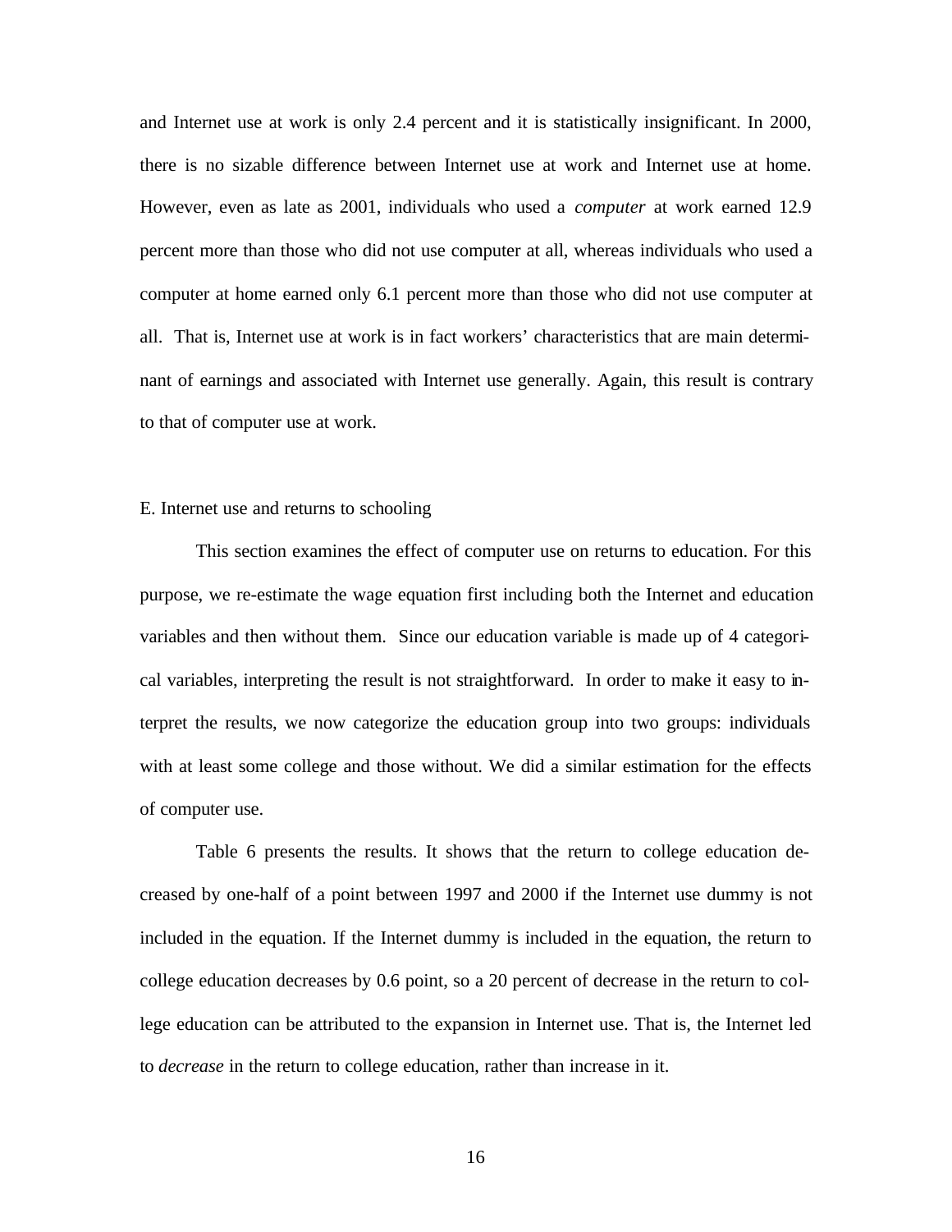and Internet use at work is only 2.4 percent and it is statistically insignificant. In 2000, there is no sizable difference between Internet use at work and Internet use at home. However, even as late as 2001, individuals who used a *computer* at work earned 12.9 percent more than those who did not use computer at all, whereas individuals who used a computer at home earned only 6.1 percent more than those who did not use computer at all. That is, Internet use at work is in fact workers' characteristics that are main determinant of earnings and associated with Internet use generally. Again, this result is contrary to that of computer use at work.

E. Internet use and returns to schooling

This section examines the effect of computer use on returns to education. For this purpose, we re-estimate the wage equation first including both the Internet and education variables and then without them. Since our education variable is made up of 4 categorical variables, interpreting the result is not straightforward. In order to make it easy to interpret the results, we now categorize the education group into two groups: individuals with at least some college and those without. We did a similar estimation for the effects of computer use.

Table 6 presents the results. It shows that the return to college education decreased by one-half of a point between 1997 and 2000 if the Internet use dummy is not included in the equation. If the Internet dummy is included in the equation, the return to college education decreases by 0.6 point, so a 20 percent of decrease in the return to college education can be attributed to the expansion in Internet use. That is, the Internet led to *decrease* in the return to college education, rather than increase in it.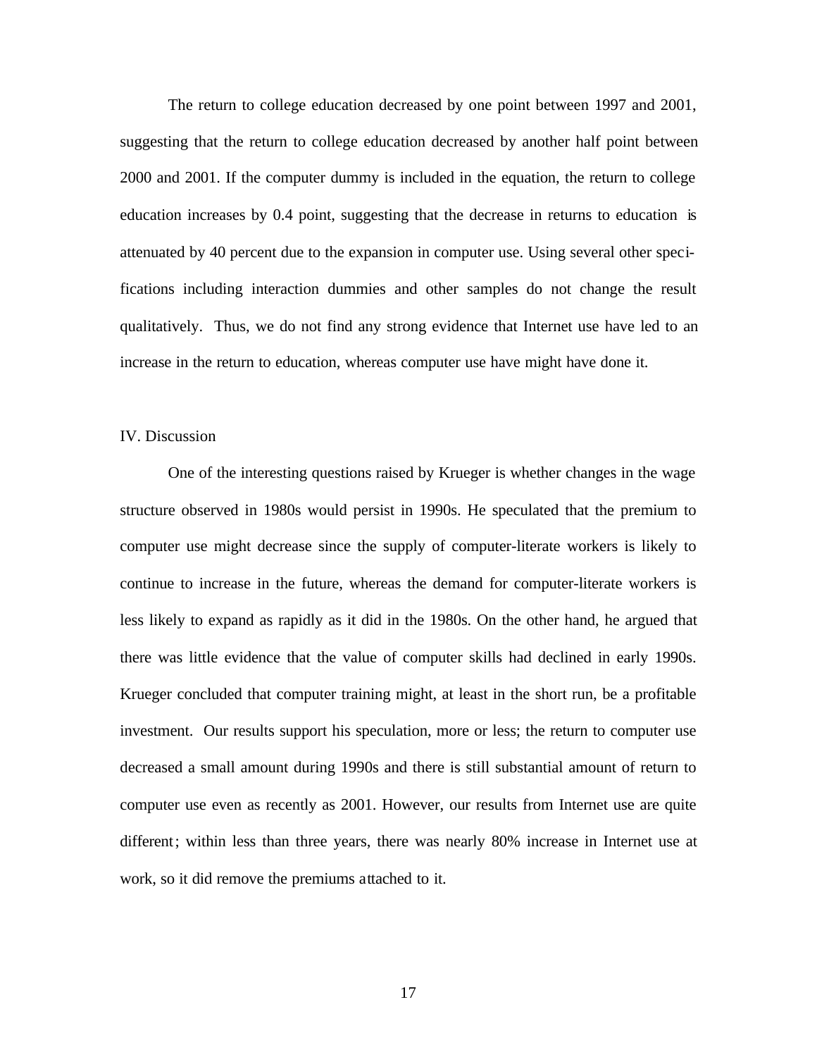The return to college education decreased by one point between 1997 and 2001, suggesting that the return to college education decreased by another half point between 2000 and 2001. If the computer dummy is included in the equation, the return to college education increases by 0.4 point, suggesting that the decrease in returns to education is attenuated by 40 percent due to the expansion in computer use. Using several other specifications including interaction dummies and other samples do not change the result qualitatively. Thus, we do not find any strong evidence that Internet use have led to an increase in the return to education, whereas computer use have might have done it.

## IV. Discussion

One of the interesting questions raised by Krueger is whether changes in the wage structure observed in 1980s would persist in 1990s. He speculated that the premium to computer use might decrease since the supply of computer-literate workers is likely to continue to increase in the future, whereas the demand for computer-literate workers is less likely to expand as rapidly as it did in the 1980s. On the other hand, he argued that there was little evidence that the value of computer skills had declined in early 1990s. Krueger concluded that computer training might, at least in the short run, be a profitable investment. Our results support his speculation, more or less; the return to computer use decreased a small amount during 1990s and there is still substantial amount of return to computer use even as recently as 2001. However, our results from Internet use are quite different; within less than three years, there was nearly 80% increase in Internet use at work, so it did remove the premiums attached to it.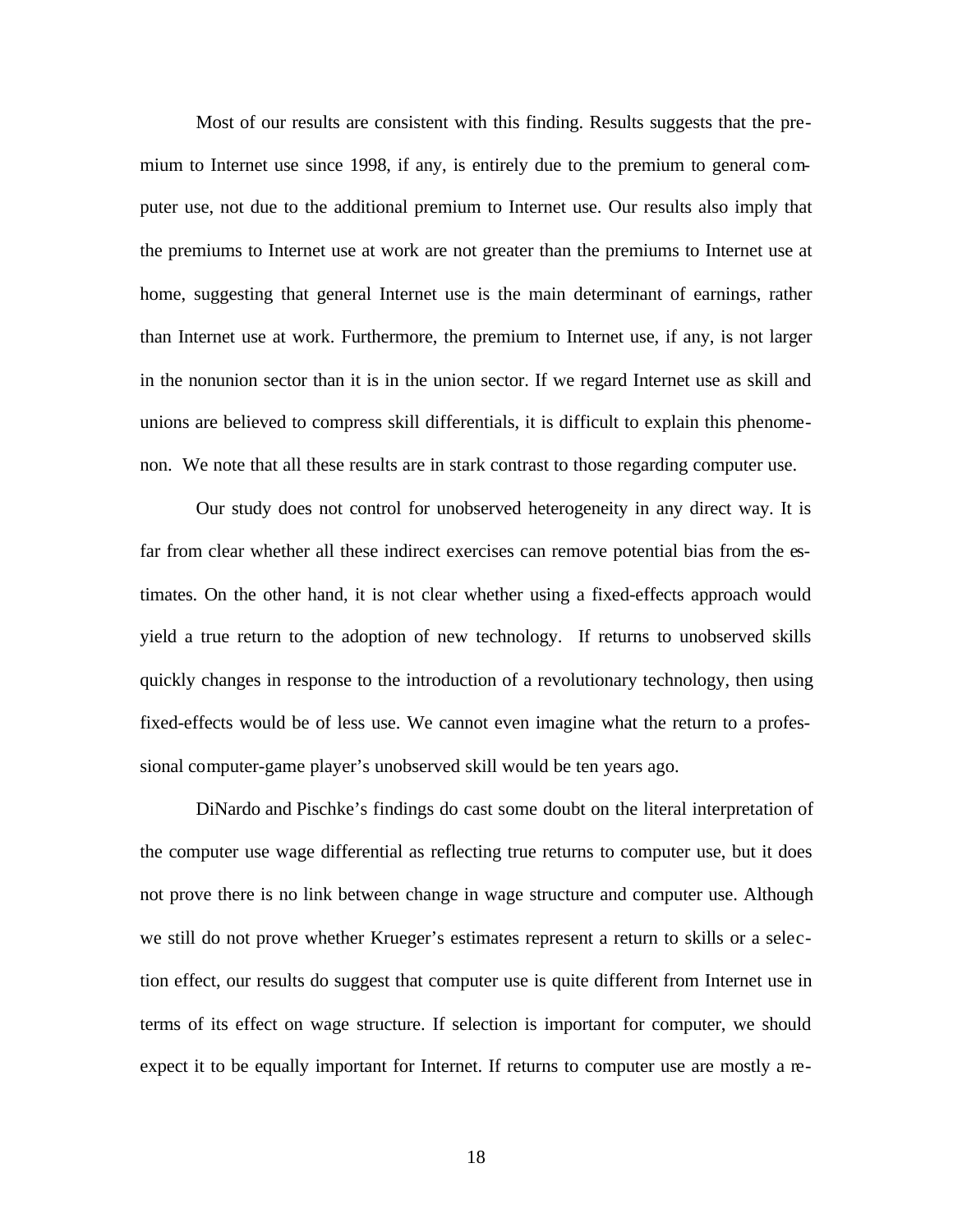Most of our results are consistent with this finding. Results suggests that the premium to Internet use since 1998, if any, is entirely due to the premium to general computer use, not due to the additional premium to Internet use. Our results also imply that the premiums to Internet use at work are not greater than the premiums to Internet use at home, suggesting that general Internet use is the main determinant of earnings, rather than Internet use at work. Furthermore, the premium to Internet use, if any, is not larger in the nonunion sector than it is in the union sector. If we regard Internet use as skill and unions are believed to compress skill differentials, it is difficult to explain this phenomenon. We note that all these results are in stark contrast to those regarding computer use.

Our study does not control for unobserved heterogeneity in any direct way. It is far from clear whether all these indirect exercises can remove potential bias from the estimates. On the other hand, it is not clear whether using a fixed-effects approach would yield a true return to the adoption of new technology. If returns to unobserved skills quickly changes in response to the introduction of a revolutionary technology, then using fixed-effects would be of less use. We cannot even imagine what the return to a professional computer-game player's unobserved skill would be ten years ago.

DiNardo and Pischke's findings do cast some doubt on the literal interpretation of the computer use wage differential as reflecting true returns to computer use, but it does not prove there is no link between change in wage structure and computer use. Although we still do not prove whether Krueger's estimates represent a return to skills or a selection effect, our results do suggest that computer use is quite different from Internet use in terms of its effect on wage structure. If selection is important for computer, we should expect it to be equally important for Internet. If returns to computer use are mostly a re-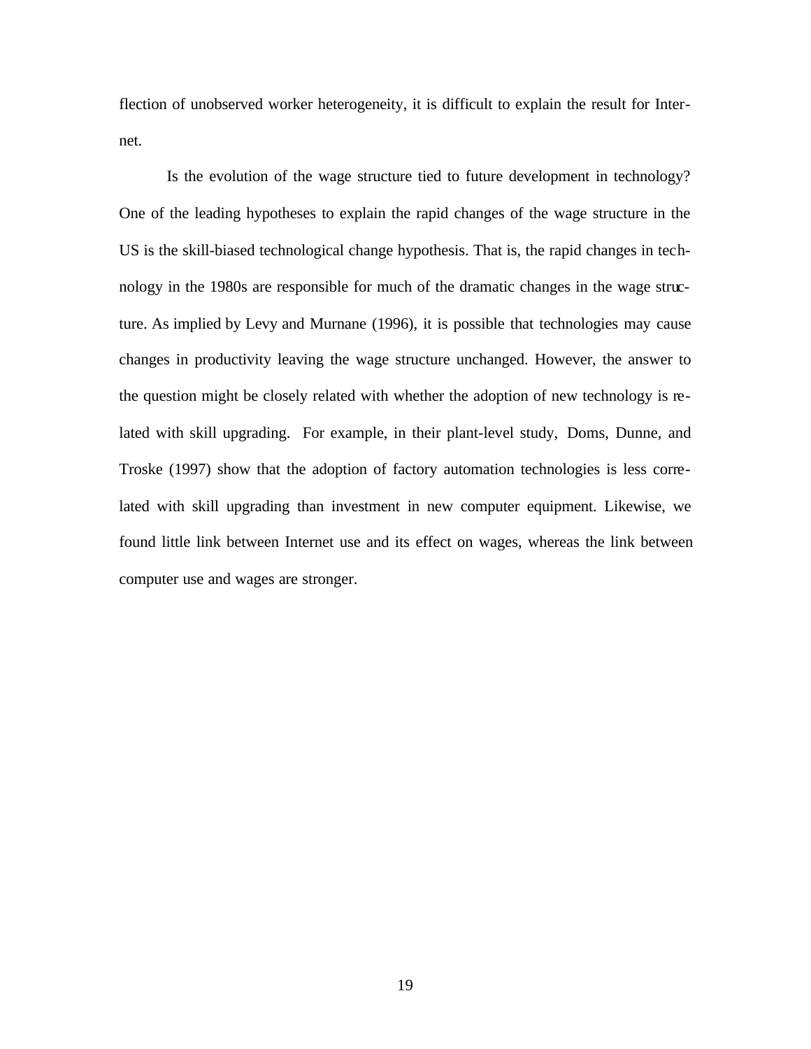flection of unobserved worker heterogeneity, it is difficult to explain the result for Internet.

Is the evolution of the wage structure tied to future development in technology? One of the leading hypotheses to explain the rapid changes of the wage structure in the US is the skill-biased technological change hypothesis. That is, the rapid changes in technology in the 1980s are responsible for much of the dramatic changes in the wage structure. As implied by Levy and Murnane (1996), it is possible that technologies may cause changes in productivity leaving the wage structure unchanged. However, the answer to the question might be closely related with whether the adoption of new technology is related with skill upgrading. For example, in their plant-level study, Doms, Dunne, and Troske (1997) show that the adoption of factory automation technologies is less correlated with skill upgrading than investment in new computer equipment. Likewise, we found little link between Internet use and its effect on wages, whereas the link between computer use and wages are stronger.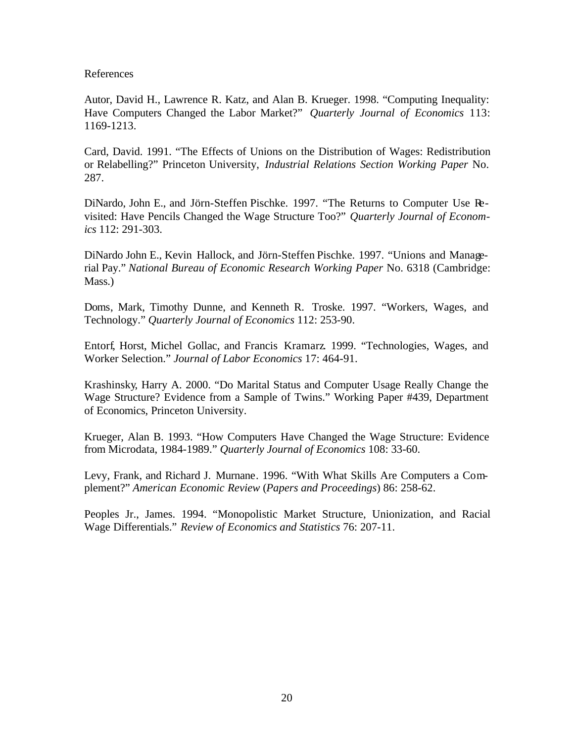References

Autor, David H., Lawrence R. Katz, and Alan B. Krueger. 1998. "Computing Inequality: Have Computers Changed the Labor Market?" *Quarterly Journal of Economics* 113: 1169-1213.

Card, David. 1991. "The Effects of Unions on the Distribution of Wages: Redistribution or Relabelling?" Princeton University, *Industrial Relations Section Working Paper* No. 287.

DiNardo, John E., and Jörn-Steffen Pischke. 1997. "The Returns to Computer Use Revisited: Have Pencils Changed the Wage Structure Too?" *Quarterly Journal of Economics* 112: 291-303.

DiNardo John E., Kevin Hallock, and Jörn-Steffen Pischke. 1997. "Unions and Managerial Pay." *National Bureau of Economic Research Working Paper* No. 6318 (Cambridge: Mass.)

Doms, Mark, Timothy Dunne, and Kenneth R. Troske. 1997. "Workers, Wages, and Technology." *Quarterly Journal of Economics* 112: 253-90.

Entorf, Horst, Michel Gollac, and Francis Kramarz. 1999. "Technologies, Wages, and Worker Selection." *Journal of Labor Economics* 17: 464-91.

Krashinsky, Harry A. 2000. "Do Marital Status and Computer Usage Really Change the Wage Structure? Evidence from a Sample of Twins." Working Paper #439, Department of Economics, Princeton University.

Krueger, Alan B. 1993. "How Computers Have Changed the Wage Structure: Evidence from Microdata, 1984-1989." *Quarterly Journal of Economics* 108: 33-60.

Levy, Frank, and Richard J. Murnane. 1996. "With What Skills Are Computers a Complement?" *American Economic Review* (*Papers and Proceedings*) 86: 258-62.

Peoples Jr., James. 1994. "Monopolistic Market Structure, Unionization, and Racial Wage Differentials." *Review of Economics and Statistics* 76: 207-11.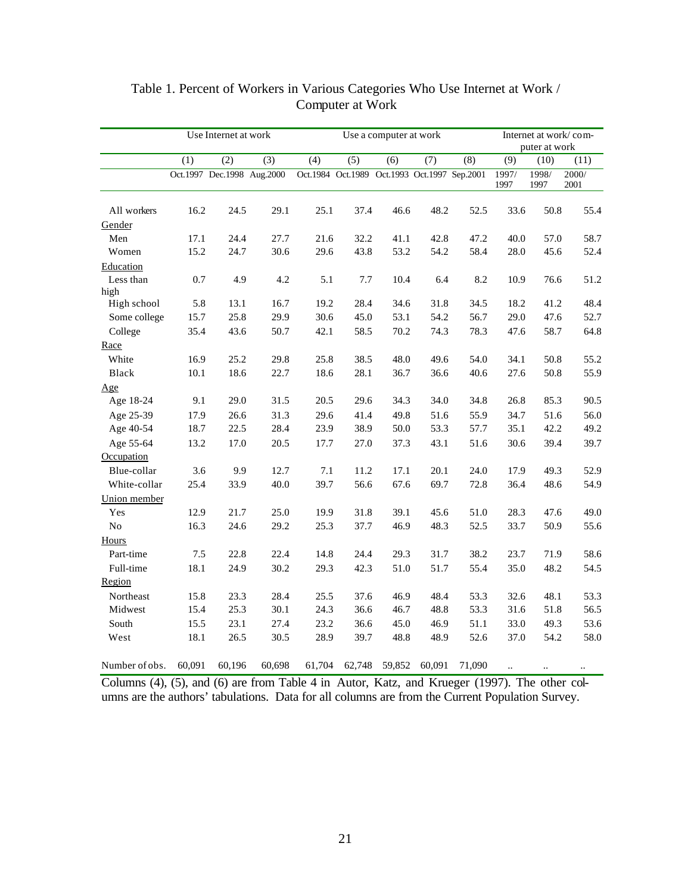# Table 1. Percent of Workers in Various Categories Who Use Internet at Work / Computer at Work

| | Use Internet at work | | | Use a computer at work | | | | | Internet at work/ computer at work | | |
|---|---|---|---|---|---|---|---|---|---|---|---|
| | (1) | (2) | (3) | (4) | (5) | (6) | (7) | (8) | (9) | (10) | (11) |
| | Oct.1997 | Dec.1998 | Aug.2000 | Oct.1984 | Oct.1989 | Oct.1993 | Oct.1997 | Sep.2001 | 1997/ 1997 | 1998/ 1997 | 2000/ 2001 |
| All workers | 16.2 | 24.5 | 29.1 | 25.1 | 37.4 | 46.6 | 48.2 | 52.5 | 33.6 | 50.8 | 55.4 |
| Gender | | | | | | | | | | | |
| Men | 17.1 | 24.4 | 27.7 | 21.6 | 32.2 | 41.1 | 42.8 | 47.2 | 40.0 | 57.0 | 58.7 |
| Women | 15.2 | 24.7 | 30.6 | 29.6 | 43.8 | 53.2 | 54.2 | 58.4 | 28.0 | 45.6 | 52.4 |
| Education | | | | | | | | | | | |
| Less than high | 0.7 | 4.9 | 4.2 | 5.1 | 7.7 | 10.4 | 6.4 | 8.2 | 10.9 | 76.6 | 51.2 |
| High school | 5.8 | 13.1 | 16.7 | 19.2 | 28.4 | 34.6 | 31.8 | 34.5 | 18.2 | 41.2 | 48.4 |
| Some college | 15.7 | 25.8 | 29.9 | 30.6 | 45.0 | 53.1 | 54.2 | 56.7 | 29.0 | 47.6 | 52.7 |
| College | 35.4 | 43.6 | 50.7 | 42.1 | 58.5 | 70.2 | 74.3 | 78.3 | 47.6 | 58.7 | 64.8 |
| Race | | | | | | | | | | | |
| White | 16.9 | 25.2 | 29.8 | 25.8 | 38.5 | 48.0 | 49.6 | 54.0 | 34.1 | 50.8 | 55.2 |
| Black | 10.1 | 18.6 | 22.7 | 18.6 | 28.1 | 36.7 | 36.6 | 40.6 | 27.6 | 50.8 | 55.9 |
| Age | | | | | | | | | | | |
| Age 18-24 | 9.1 | 29.0 | 31.5 | 20.5 | 29.6 | 34.3 | 34.0 | 34.8 | 26.8 | 85.3 | 90.5 |
| Age 25-39 | 17.9 | 26.6 | 31.3 | 29.6 | 41.4 | 49.8 | 51.6 | 55.9 | 34.7 | 51.6 | 56.0 |
| Age 40-54 | 18.7 | 22.5 | 28.4 | 23.9 | 38.9 | 50.0 | 53.3 | 57.7 | 35.1 | 42.2 | 49.2 |
| Age 55-64 | 13.2 | 17.0 | 20.5 | 17.7 | 27.0 | 37.3 | 43.1 | 51.6 | 30.6 | 39.4 | 39.7 |
| Occupation | | | | | | | | | | | |
| Blue-collar | 3.6 | 9.9 | 12.7 | 7.1 | 11.2 | 17.1 | 20.1 | 24.0 | 17.9 | 49.3 | 52.9 |
| White-collar | 25.4 | 33.9 | 40.0 | 39.7 | 56.6 | 67.6 | 69.7 | 72.8 | 36.4 | 48.6 | 54.9 |
| Union member | | | | | | | | | | | |
| Yes | 12.9 | 21.7 | 25.0 | 19.9 | 31.8 | 39.1 | 45.6 | 51.0 | 28.3 | 47.6 | 49.0 |
| No | 16.3 | 24.6 | 29.2 | 25.3 | 37.7 | 46.9 | 48.3 | 52.5 | 33.7 | 50.9 | 55.6 |
| Hours | | | | | | | | | | | |
| Part-time | 7.5 | 22.8 | 22.4 | 14.8 | 24.4 | 29.3 | 31.7 | 38.2 | 23.7 | 71.9 | 58.6 |
| Full-time | 18.1 | 24.9 | 30.2 | 29.3 | 42.3 | 51.0 | 51.7 | 55.4 | 35.0 | 48.2 | 54.5 |
| Region | | | | | | | | | | | |
| Northeast | 15.8 | 23.3 | 28.4 | 25.5 | 37.6 | 46.9 | 48.4 | 53.3 | 32.6 | 48.1 | 53.3 |
| Midwest | 15.4 | 25.3 | 30.1 | 24.3 | 36.6 | 46.7 | 48.8 | 53.3 | 31.6 | 51.8 | 56.5 |
| South | 15.5 | 23.1 | 27.4 | 23.2 | 36.6 | 45.0 | 46.9 | 51.1 | 33.0 | 49.3 | 53.6 |
| West | 18.1 | 26.5 | 30.5 | 28.9 | 39.7 | 48.8 | 48.9 | 52.6 | 37.0 | 54.2 | 58.0 |
| Number of obs. | 60,091 | 60,196 | 60,698 | 61,704 | 62,748 | 59,852 | 60,091 | 71,090 | .. | .. | .. |

Columns (4), (5), and (6) are from Table 4 in Autor, Katz, and Krueger (1997). The other columns are the authors' tabulations. Data for all columns are from the Current Population Survey.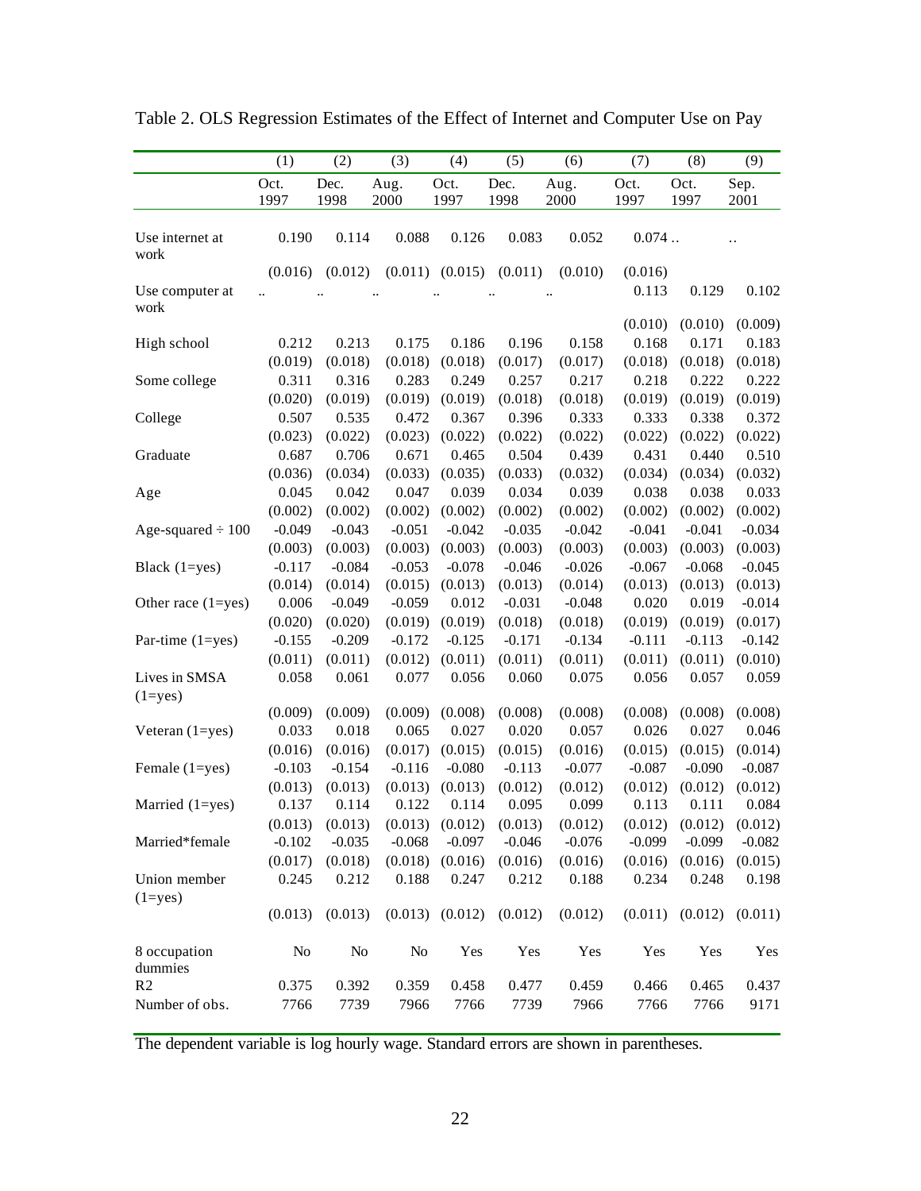Table 2. OLS Regression Estimates of the Effect of Internet and Computer Use on Pay

| | (1) | (2) | (3) | (4) | (5) | (6) | (7) | (8) | (9) |
|---|---|---|---|---|---|---|---|---|---|
| | Oct. 1997 | Dec. 1998 | Aug. 2000 | Oct. 1997 | Dec. 1998 | Aug. 2000 | Oct. 1997 | Oct. 1997 | Sep. 2001 |
| Use internet at work | 0.190 | 0.114 | 0.088 | 0.126 | 0.083 | 0.052 | 0.074 | .. | .. |
| | (0.016) | (0.012) | (0.011) | (0.015) | (0.011) | (0.010) | (0.016) | | |
| Use computer at work | .. | .. | .. | .. | .. | .. | 0.113 | 0.129 | 0.102 |
| | | | | | | | (0.010) | (0.010) | (0.009) |
| High school | 0.212 | 0.213 | 0.175 | 0.186 | 0.196 | 0.158 | 0.168 | 0.171 | 0.183 |
| | (0.019) | (0.018) | (0.018) | (0.018) | (0.017) | (0.017) | (0.018) | (0.018) | (0.018) |
| Some college | 0.311 | 0.316 | 0.283 | 0.249 | 0.257 | 0.217 | 0.218 | 0.222 | 0.222 |
| | (0.020) | (0.019) | (0.019) | (0.019) | (0.018) | (0.018) | (0.019) | (0.019) | (0.019) |
| College | 0.507 | 0.535 | 0.472 | 0.367 | 0.396 | 0.333 | 0.333 | 0.338 | 0.372 |
| | (0.023) | (0.022) | (0.023) | (0.022) | (0.022) | (0.022) | (0.022) | (0.022) | (0.022) |
| Graduate | 0.687 | 0.706 | 0.671 | 0.465 | 0.504 | 0.439 | 0.431 | 0.440 | 0.510 |
| | (0.036) | (0.034) | (0.033) | (0.035) | (0.033) | (0.032) | (0.034) | (0.034) | (0.032) |
| Age | 0.045 | 0.042 | 0.047 | 0.039 | 0.034 | 0.039 | 0.038 | 0.038 | 0.033 |
| | (0.002) | (0.002) | (0.002) | (0.002) | (0.002) | (0.002) | (0.002) | (0.002) | (0.002) |
| Age-squared ÷ 100 | -0.049 | -0.043 | -0.051 | -0.042 | -0.035 | -0.042 | -0.041 | -0.041 | -0.034 |
| | (0.003) | (0.003) | (0.003) | (0.003) | (0.003) | (0.003) | (0.003) | (0.003) | (0.003) |
| Black (1=yes) | -0.117 | -0.084 | -0.053 | -0.078 | -0.046 | -0.026 | -0.067 | -0.068 | -0.045 |
| | (0.014) | (0.014) | (0.015) | (0.013) | (0.013) | (0.014) | (0.013) | (0.013) | (0.013) |
| Other race (1=yes) | 0.006 | -0.049 | -0.059 | 0.012 | -0.031 | -0.048 | 0.020 | 0.019 | -0.014 |
| | (0.020) | (0.020) | (0.019) | (0.019) | (0.018) | (0.018) | (0.019) | (0.019) | (0.017) |
| Par-time (1=yes) | -0.155 | -0.209 | -0.172 | -0.125 | -0.171 | -0.134 | -0.111 | -0.113 | -0.142 |
| | (0.011) | (0.011) | (0.012) | (0.011) | (0.011) | (0.011) | (0.011) | (0.011) | (0.010) |
| Lives in SMSA (1=yes) | 0.058 | 0.061 | 0.077 | 0.056 | 0.060 | 0.075 | 0.056 | 0.057 | 0.059 |
| | (0.009) | (0.009) | (0.009) | (0.008) | (0.008) | (0.008) | (0.008) | (0.008) | (0.008) |
| Veteran (1=yes) | 0.033 | 0.018 | 0.065 | 0.027 | 0.020 | 0.057 | 0.026 | 0.027 | 0.046 |
| | (0.016) | (0.016) | (0.017) | (0.015) | (0.015) | (0.016) | (0.015) | (0.015) | (0.014) |
| Female (1=yes) | -0.103 | -0.154 | -0.116 | -0.080 | -0.113 | -0.077 | -0.087 | -0.090 | -0.087 |
| | (0.013) | (0.013) | (0.013) | (0.013) | (0.012) | (0.012) | (0.012) | (0.012) | (0.012) |
| Married (1=yes) | 0.137 | 0.114 | 0.122 | 0.114 | 0.095 | 0.099 | 0.113 | 0.111 | 0.084 |
| | (0.013) | (0.013) | (0.013) | (0.012) | (0.013) | (0.012) | (0.012) | (0.012) | (0.012) |
| Married*female | -0.102 | -0.035 | -0.068 | -0.097 | -0.046 | -0.076 | -0.099 | -0.099 | -0.082 |
| | (0.017) | (0.018) | (0.018) | (0.016) | (0.016) | (0.016) | (0.016) | (0.016) | (0.015) |
| Union member (1=yes) | 0.245 | 0.212 | 0.188 | 0.247 | 0.212 | 0.188 | 0.234 | 0.248 | 0.198 |
| | (0.013) | (0.013) | (0.013) | (0.012) | (0.012) | (0.012) | (0.011) | (0.012) | (0.011) |
| 8 occupation dummies | No | No | No | Yes | Yes | Yes | Yes | Yes | Yes |
| R2 | 0.375 | 0.392 | 0.359 | 0.458 | 0.477 | 0.459 | 0.466 | 0.465 | 0.437 |
| Number of obs. | 7766 | 7739 | 7966 | 7766 | 7739 | 7966 | 7766 | 7766 | 9171 |

The dependent variable is log hourly wage. Standard errors are shown in parentheses.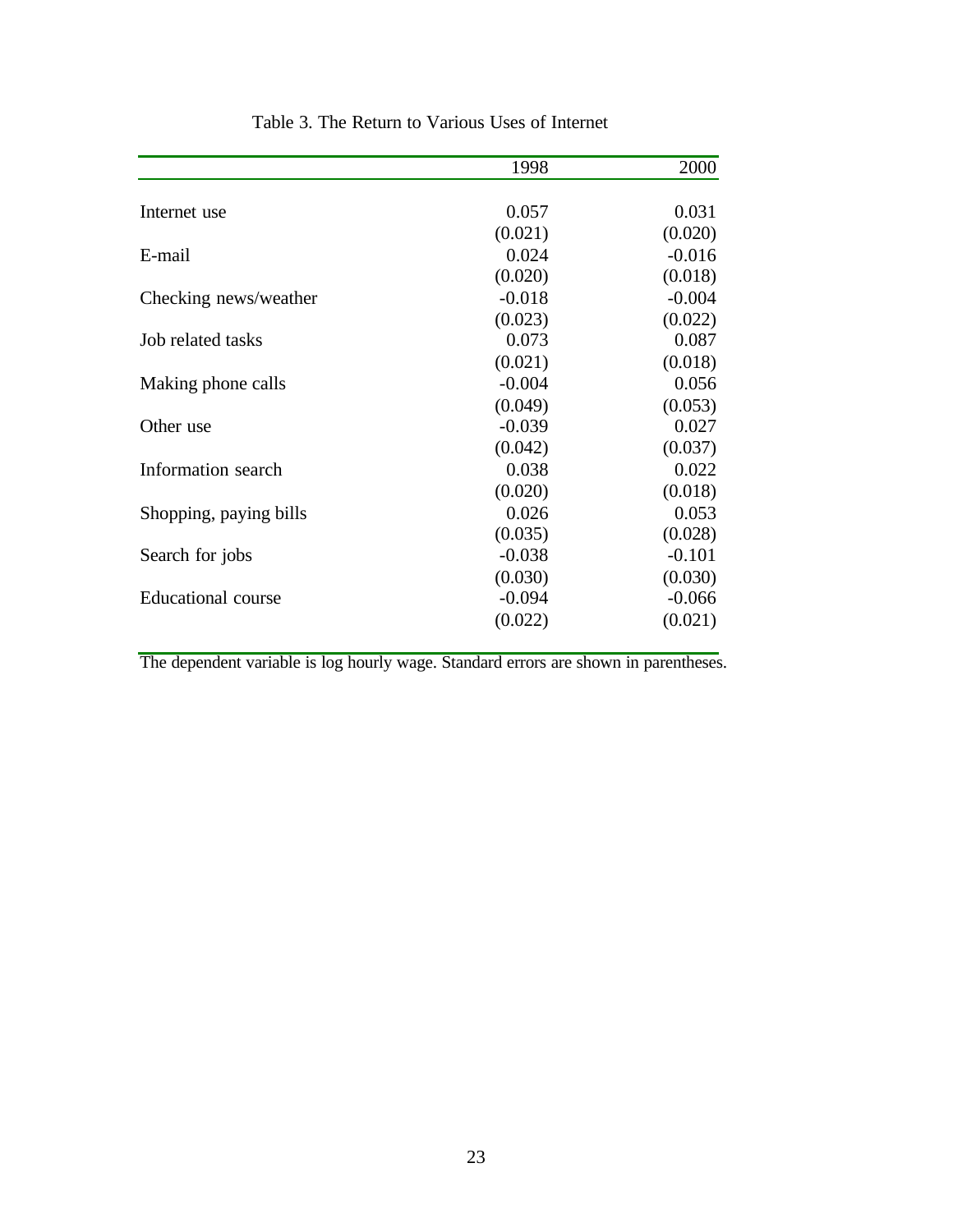Table 3. The Return to Various Uses of Internet

| | 1998 | 2000 |
|---|---|---|
| Internet use | 0.057 | 0.031 |
| | (0.021) | (0.020) |
| E-mail | 0.024 | -0.016 |
| | (0.020) | (0.018) |
| Checking news/weather | -0.018 | -0.004 |
| | (0.023) | (0.022) |
| Job related tasks | 0.073 | 0.087 |
| | (0.021) | (0.018) |
| Making phone calls | -0.004 | 0.056 |
| | (0.049) | (0.053) |
| Other use | -0.039 | 0.027 |
| | (0.042) | (0.037) |
| Information search | 0.038 | 0.022 |
| | (0.020) | (0.018) |
| Shopping, paying bills | 0.026 | 0.053 |
| | (0.035) | (0.028) |
| Search for jobs | -0.038 | -0.101 |
| | (0.030) | (0.030) |
| Educational course | -0.094 | -0.066 |
| | (0.022) | (0.021) |

The dependent variable is log hourly wage. Standard errors are shown in parentheses.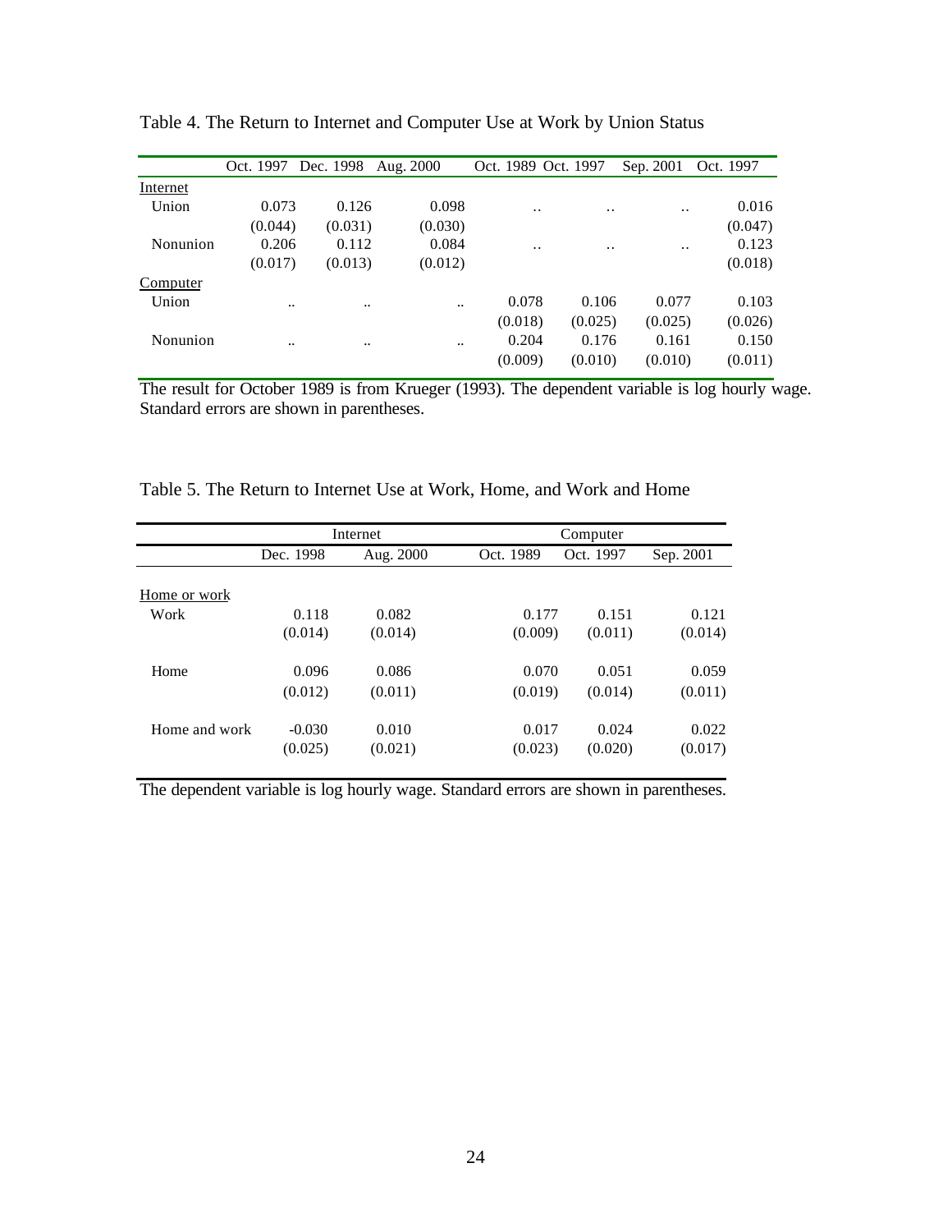Table 4. The Return to Internet and Computer Use at Work by Union Status

| | Oct. 1997 | Dec. 1998 | Aug. 2000 | Oct. 1989 | Oct. 1997 | Sep. 2001 | Oct. 1997 |
|---|---|---|---|---|---|---|---|
| Internet | | | | | | | |
| Union | 0.073 | 0.126 | 0.098 | .. | .. | .. | 0.016 |
| | (0.044) | (0.031) | (0.030) | | | | (0.047) |
| Nonunion | 0.206 | 0.112 | 0.084 | .. | .. | .. | 0.123 |
| | (0.017) | (0.013) | (0.012) | | | | (0.018) |
| Computer | | | | | | | |
| Union | .. | .. | .. | 0.078 | 0.106 | 0.077 | 0.103 |
| | | | | (0.018) | (0.025) | (0.025) | (0.026) |
| Nonunion | .. | .. | .. | 0.204 | 0.176 | 0.161 | 0.150 |
| | | | | (0.009) | (0.010) | (0.010) | (0.011) |

The result for October 1989 is from Krueger (1993). The dependent variable is log hourly wage. Standard errors are shown in parentheses.

Table 5. The Return to Internet Use at Work, Home, and Work and Home

| | Internet | | Computer | | |
|---|---|---|---|---|---|
| | Dec. 1998 | Aug. 2000 | Oct. 1989 | Oct. 1997 | Sep. 2001 |
| Home or work | | | | | |
| Work | 0.118 | 0.082 | 0.177 | 0.151 | 0.121 |
| | (0.014) | (0.014) | (0.009) | (0.011) | (0.014) |
| Home | 0.096 | 0.086 | 0.070 | 0.051 | 0.059 |
| | (0.012) | (0.011) | (0.019) | (0.014) | (0.011) |
| Home and work | -0.030 | 0.010 | 0.017 | 0.024 | 0.022 |
| | (0.025) | (0.021) | (0.023) | (0.020) | (0.017) |

The dependent variable is log hourly wage. Standard errors are shown in parentheses.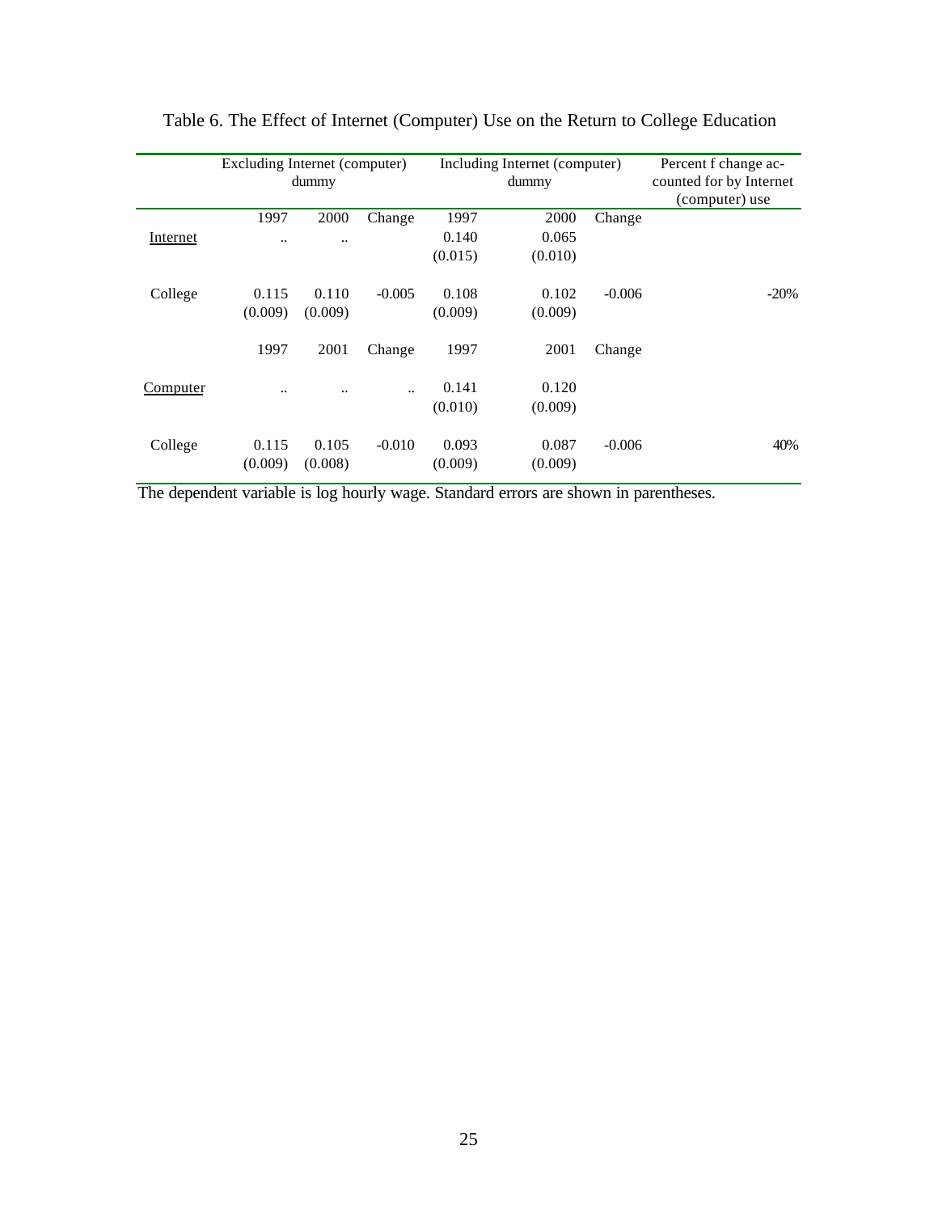Table 6. The Effect of Internet (Computer) Use on the Return to College Education

| | Excluding Internet (computer) dummy | | | Including Internet (computer) dummy | | | Percent f change accounted for by Internet (computer) use |
|---|---|---|---|---|---|---|---|
| | 1997 | 2000 | Change | 1997 | 2000 | Change | |
| Internet | .. | .. | | 0.140 | 0.065 | | |
| | | | | (0.015) | (0.010) | | |
| College | 0.115 | 0.110 | -0.005 | 0.108 | 0.102 | -0.006 | -20% |
| | (0.009) | (0.009) | | (0.009) | (0.009) | | |
| | 1997 | 2001 | Change | 1997 | 2001 | Change | |
| Computer | .. | .. | .. | 0.141 | 0.120 | | |
| | | | | (0.010) | (0.009) | | |
| College | 0.115 | 0.105 | -0.010 | 0.093 | 0.087 | -0.006 | 40% |
| | (0.009) | (0.008) | | (0.009) | (0.009) | | |

The dependent variable is log hourly wage. Standard errors are shown in parentheses.